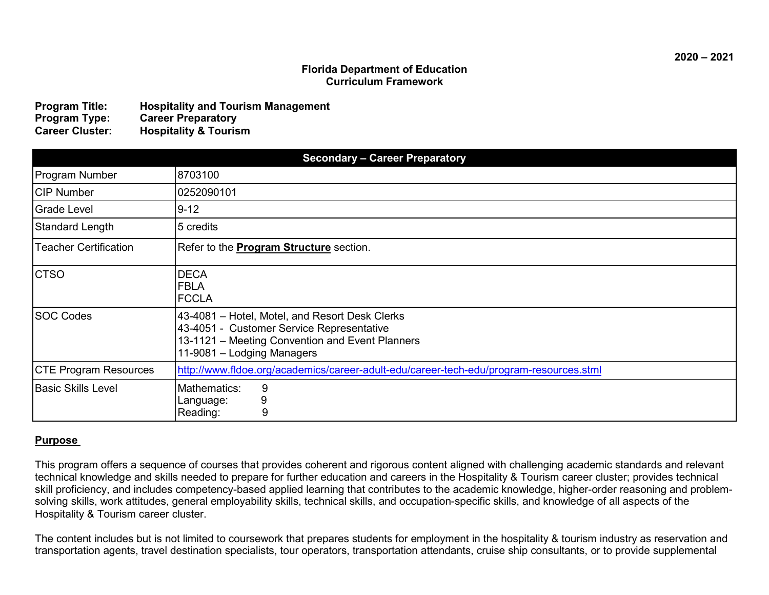2020 – 2021

**Florida Department of Education**
**Curriculum Framework**

**Program Title:** **Hospitality and Tourism Management**
**Program Type:** **Career Preparatory**
**Career Cluster:** **Hospitality & Tourism**

| **Secondary – Career Preparatory** | |
|---|---|
| Program Number | 8703100 |
| CIP Number | 0252090101 |
| Grade Level | 9-12 |
| Standard Length | 5 credits |
| Teacher Certification | Refer to the **Program Structure** section. |
| CTSO | DECA<br>FBLA<br>FCCLA |
| SOC Codes | 43-4081 – Hotel, Motel, and Resort Desk Clerks<br>43-4051 - Customer Service Representative<br>13-1121 – Meeting Convention and Event Planners<br>11-9081 – Lodging Managers |
| CTE Program Resources | http://www.fldoe.org/academics/career-adult-edu/career-tech-edu/program-resources.stml |
| Basic Skills Level | Mathematics: 9<br>Language: 9<br>Reading: 9 |

## Purpose

This program offers a sequence of courses that provides coherent and rigorous content aligned with challenging academic standards and relevant technical knowledge and skills needed to prepare for further education and careers in the Hospitality & Tourism career cluster; provides technical skill proficiency, and includes competency-based applied learning that contributes to the academic knowledge, higher-order reasoning and problem-solving skills, work attitudes, general employability skills, technical skills, and occupation-specific skills, and knowledge of all aspects of the Hospitality & Tourism career cluster.

The content includes but is not limited to coursework that prepares students for employment in the hospitality & tourism industry as reservation and transportation agents, travel destination specialists, tour operators, transportation attendants, cruise ship consultants, or to provide supplemental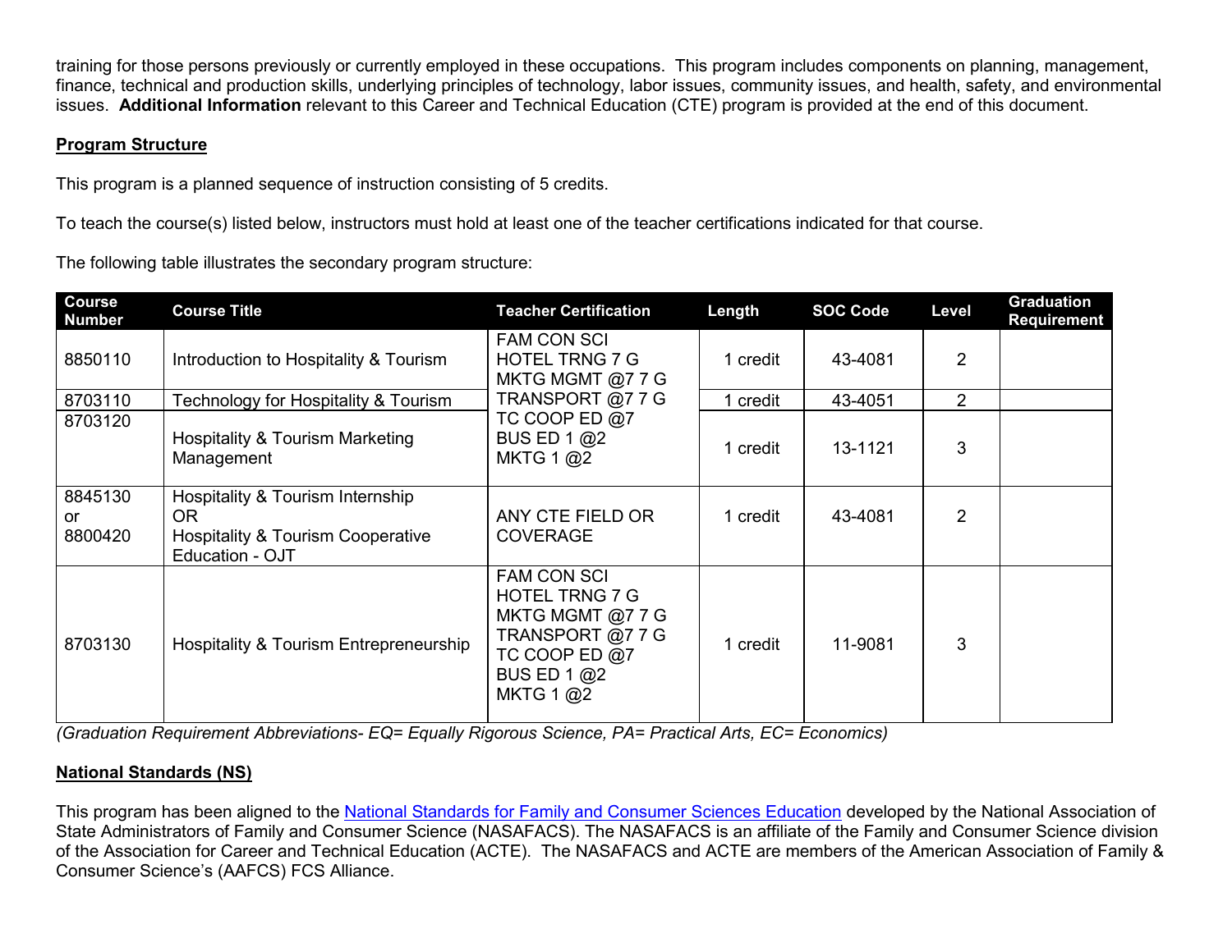training for those persons previously or currently employed in these occupations. This program includes components on planning, management, finance, technical and production skills, underlying principles of technology, labor issues, community issues, and health, safety, and environmental issues. **Additional Information** relevant to this Career and Technical Education (CTE) program is provided at the end of this document.

## Program Structure

This program is a planned sequence of instruction consisting of 5 credits.

To teach the course(s) listed below, instructors must hold at least one of the teacher certifications indicated for that course.

The following table illustrates the secondary program structure:

| Course Number | Course Title | Teacher Certification | Length | SOC Code | Level | Graduation Requirement |
|---|---|---|---|---|---|---|
| 8850110 | Introduction to Hospitality & Tourism | FAM CON SCI<br>HOTEL TRNG 7 G<br>MKTG MGMT @7 7 G<br>TRANSPORT @7 7 G<br>TC COOP ED @7<br>BUS ED 1 @2<br>MKTG 1 @2 | 1 credit | 43-4081 | 2 | |
| 8703110 | Technology for Hospitality & Tourism | | 1 credit | 43-4051 | 2 | |
| 8703120 | Hospitality & Tourism Marketing Management | | 1 credit | 13-1121 | 3 | |
| 8845130 or 8800420 | Hospitality & Tourism Internship OR Hospitality & Tourism Cooperative Education - OJT | ANY CTE FIELD OR COVERAGE | 1 credit | 43-4081 | 2 | |
| 8703130 | Hospitality & Tourism Entrepreneurship | FAM CON SCI<br>HOTEL TRNG 7 G<br>MKTG MGMT @7 7 G<br>TRANSPORT @7 7 G<br>TC COOP ED @7<br>BUS ED 1 @2<br>MKTG 1 @2 | 1 credit | 11-9081 | 3 | |

*(Graduation Requirement Abbreviations- EQ= Equally Rigorous Science, PA= Practical Arts, EC= Economics)*

## National Standards (NS)

This program has been aligned to the National Standards for Family and Consumer Sciences Education developed by the National Association of State Administrators of Family and Consumer Science (NASAFACS). The NASAFACS is an affiliate of the Family and Consumer Science division of the Association for Career and Technical Education (ACTE). The NASAFACS and ACTE are members of the American Association of Family & Consumer Science's (AAFCS) FCS Alliance.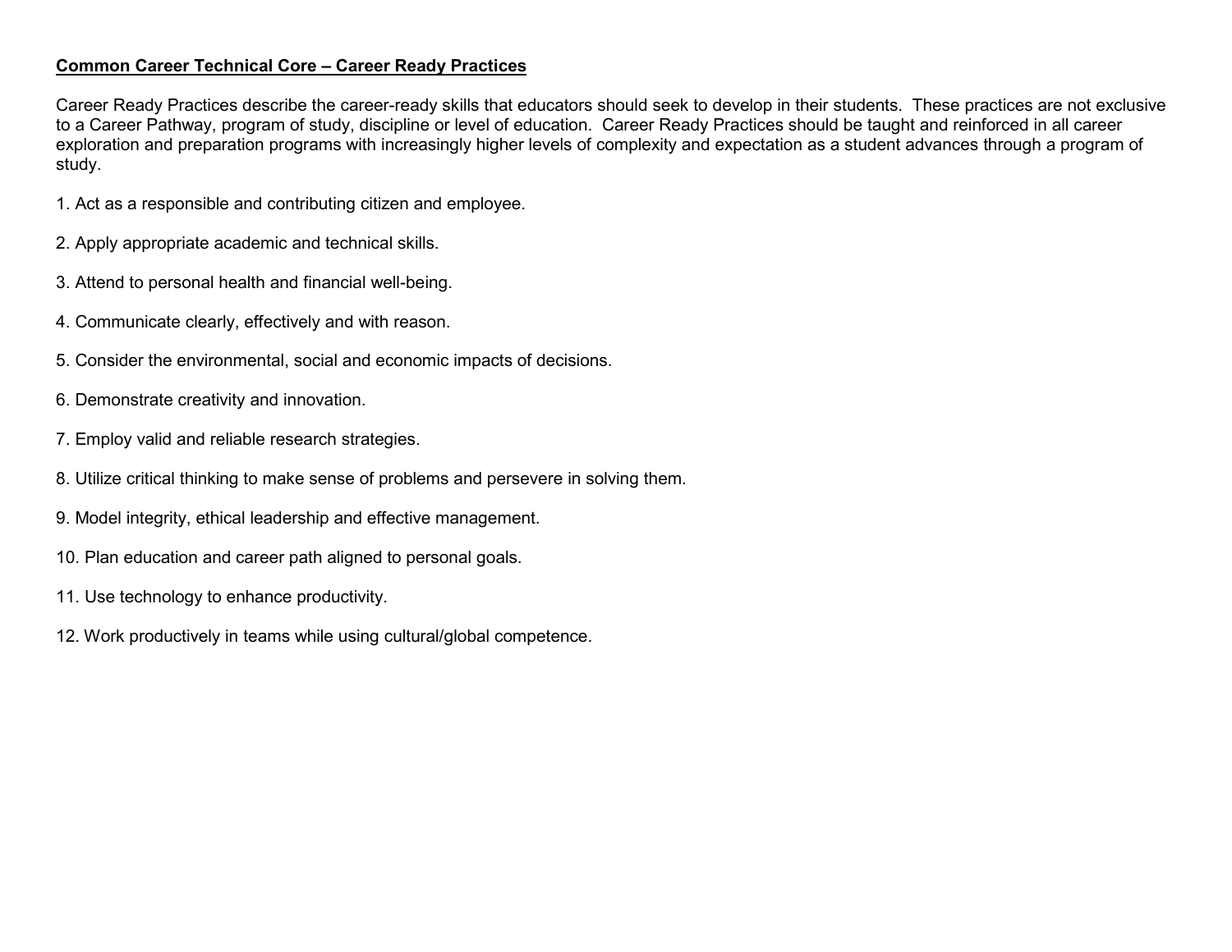## Common Career Technical Core – Career Ready Practices

Career Ready Practices describe the career-ready skills that educators should seek to develop in their students. These practices are not exclusive to a Career Pathway, program of study, discipline or level of education. Career Ready Practices should be taught and reinforced in all career exploration and preparation programs with increasingly higher levels of complexity and expectation as a student advances through a program of study.

1. Act as a responsible and contributing citizen and employee.

2. Apply appropriate academic and technical skills.

3. Attend to personal health and financial well-being.

4. Communicate clearly, effectively and with reason.

5. Consider the environmental, social and economic impacts of decisions.

6. Demonstrate creativity and innovation.

7. Employ valid and reliable research strategies.

8. Utilize critical thinking to make sense of problems and persevere in solving them.

9. Model integrity, ethical leadership and effective management.

10. Plan education and career path aligned to personal goals.

11. Use technology to enhance productivity.

12. Work productively in teams while using cultural/global competence.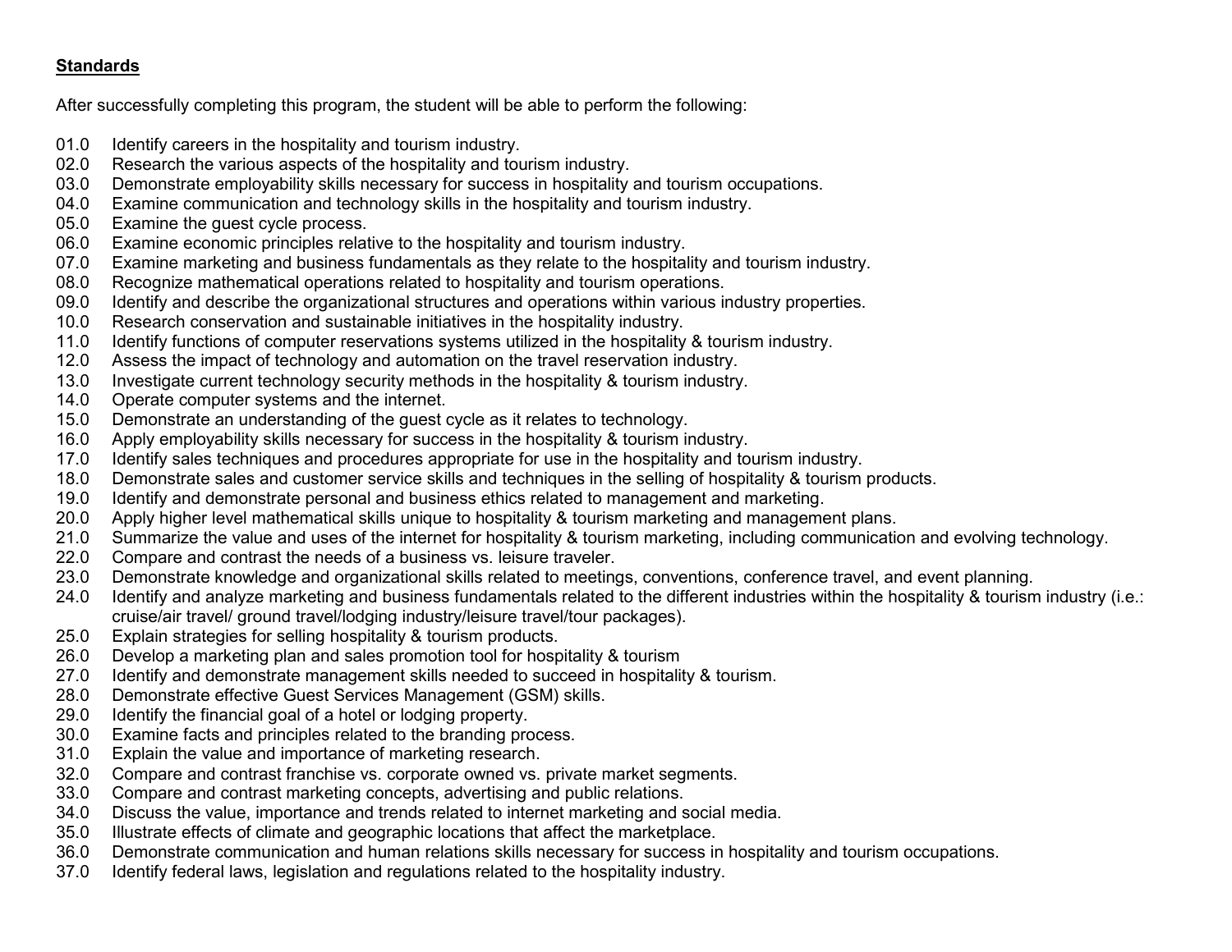**Standards**

After successfully completing this program, the student will be able to perform the following:

01.0 Identify careers in the hospitality and tourism industry.
02.0 Research the various aspects of the hospitality and tourism industry.
03.0 Demonstrate employability skills necessary for success in hospitality and tourism occupations.
04.0 Examine communication and technology skills in the hospitality and tourism industry.
05.0 Examine the guest cycle process.
06.0 Examine economic principles relative to the hospitality and tourism industry.
07.0 Examine marketing and business fundamentals as they relate to the hospitality and tourism industry.
08.0 Recognize mathematical operations related to hospitality and tourism operations.
09.0 Identify and describe the organizational structures and operations within various industry properties.
10.0 Research conservation and sustainable initiatives in the hospitality industry.
11.0 Identify functions of computer reservations systems utilized in the hospitality & tourism industry.
12.0 Assess the impact of technology and automation on the travel reservation industry.
13.0 Investigate current technology security methods in the hospitality & tourism industry.
14.0 Operate computer systems and the internet.
15.0 Demonstrate an understanding of the guest cycle as it relates to technology.
16.0 Apply employability skills necessary for success in the hospitality & tourism industry.
17.0 Identify sales techniques and procedures appropriate for use in the hospitality and tourism industry.
18.0 Demonstrate sales and customer service skills and techniques in the selling of hospitality & tourism products.
19.0 Identify and demonstrate personal and business ethics related to management and marketing.
20.0 Apply higher level mathematical skills unique to hospitality & tourism marketing and management plans.
21.0 Summarize the value and uses of the internet for hospitality & tourism marketing, including communication and evolving technology.
22.0 Compare and contrast the needs of a business vs. leisure traveler.
23.0 Demonstrate knowledge and organizational skills related to meetings, conventions, conference travel, and event planning.
24.0 Identify and analyze marketing and business fundamentals related to the different industries within the hospitality & tourism industry (i.e.: cruise/air travel/ ground travel/lodging industry/leisure travel/tour packages).
25.0 Explain strategies for selling hospitality & tourism products.
26.0 Develop a marketing plan and sales promotion tool for hospitality & tourism
27.0 Identify and demonstrate management skills needed to succeed in hospitality & tourism.
28.0 Demonstrate effective Guest Services Management (GSM) skills.
29.0 Identify the financial goal of a hotel or lodging property.
30.0 Examine facts and principles related to the branding process.
31.0 Explain the value and importance of marketing research.
32.0 Compare and contrast franchise vs. corporate owned vs. private market segments.
33.0 Compare and contrast marketing concepts, advertising and public relations.
34.0 Discuss the value, importance and trends related to internet marketing and social media.
35.0 Illustrate effects of climate and geographic locations that affect the marketplace.
36.0 Demonstrate communication and human relations skills necessary for success in hospitality and tourism occupations.
37.0 Identify federal laws, legislation and regulations related to the hospitality industry.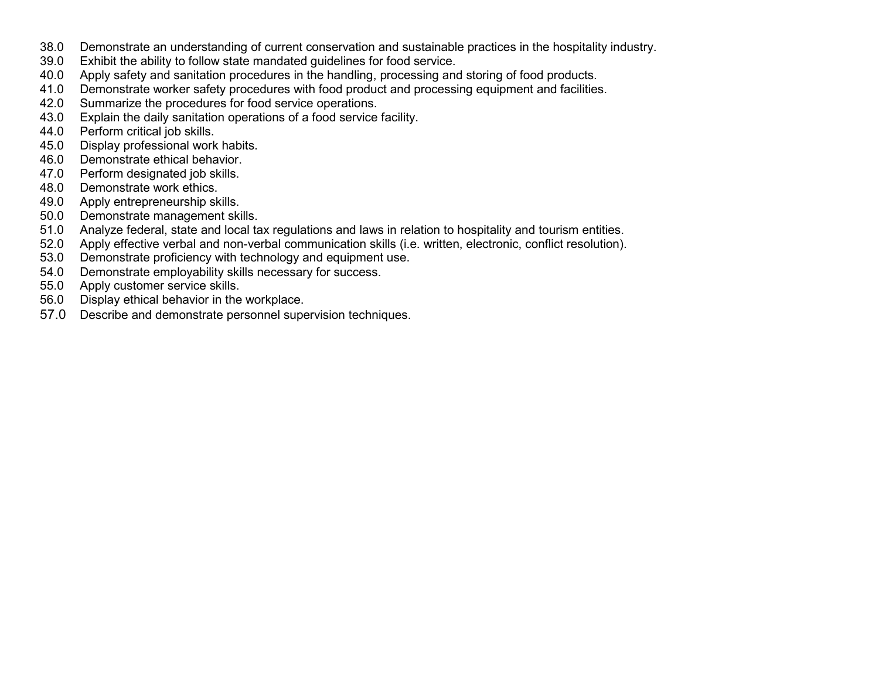38.0 Demonstrate an understanding of current conservation and sustainable practices in the hospitality industry.
39.0 Exhibit the ability to follow state mandated guidelines for food service.
40.0 Apply safety and sanitation procedures in the handling, processing and storing of food products.
41.0 Demonstrate worker safety procedures with food product and processing equipment and facilities.
42.0 Summarize the procedures for food service operations.
43.0 Explain the daily sanitation operations of a food service facility.
44.0 Perform critical job skills.
45.0 Display professional work habits.
46.0 Demonstrate ethical behavior.
47.0 Perform designated job skills.
48.0 Demonstrate work ethics.
49.0 Apply entrepreneurship skills.
50.0 Demonstrate management skills.
51.0 Analyze federal, state and local tax regulations and laws in relation to hospitality and tourism entities.
52.0 Apply effective verbal and non-verbal communication skills (i.e. written, electronic, conflict resolution).
53.0 Demonstrate proficiency with technology and equipment use.
54.0 Demonstrate employability skills necessary for success.
55.0 Apply customer service skills.
56.0 Display ethical behavior in the workplace.
57.0 Describe and demonstrate personnel supervision techniques.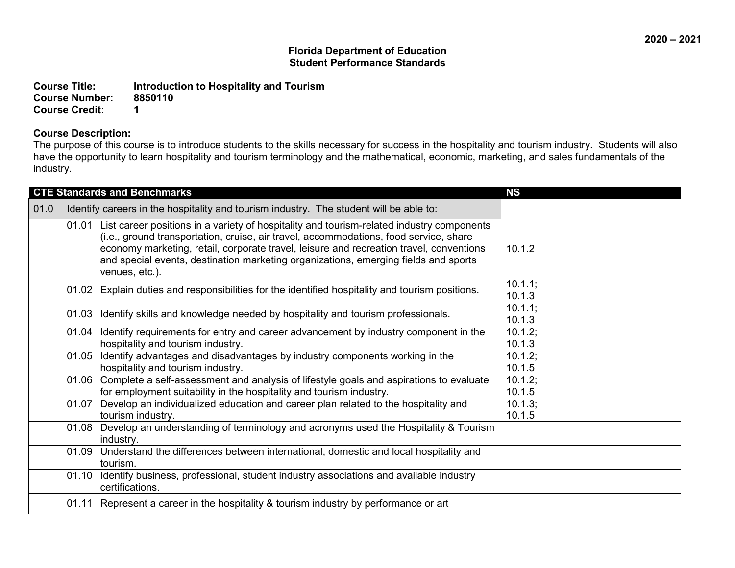**2020 – 2021**

**Florida Department of Education**
**Student Performance Standards**

**Course Title:** **Introduction to Hospitality and Tourism**
**Course Number:** **8850110**
**Course Credit:** **1**

**Course Description:**
The purpose of this course is to introduce students to the skills necessary for success in the hospitality and tourism industry. Students will also have the opportunity to learn hospitality and tourism terminology and the mathematical, economic, marketing, and sales fundamentals of the industry.

| CTE Standards and Benchmarks | NS |
|---|---|
| 01.0 Identify careers in the hospitality and tourism industry. The student will be able to: | |
| 01.01 List career positions in a variety of hospitality and tourism-related industry components (i.e., ground transportation, cruise, air travel, accommodations, food service, share economy marketing, retail, corporate travel, leisure and recreation travel, conventions and special events, destination marketing organizations, emerging fields and sports venues, etc.). | 10.1.2 |
| 01.02 Explain duties and responsibilities for the identified hospitality and tourism positions. | 10.1.1; 10.1.3 |
| 01.03 Identify skills and knowledge needed by hospitality and tourism professionals. | 10.1.1; 10.1.3 |
| 01.04 Identify requirements for entry and career advancement by industry component in the hospitality and tourism industry. | 10.1.2; 10.1.3 |
| 01.05 Identify advantages and disadvantages by industry components working in the hospitality and tourism industry. | 10.1.2; 10.1.5 |
| 01.06 Complete a self-assessment and analysis of lifestyle goals and aspirations to evaluate for employment suitability in the hospitality and tourism industry. | 10.1.2; 10.1.5 |
| 01.07 Develop an individualized education and career plan related to the hospitality and tourism industry. | 10.1.3; 10.1.5 |
| 01.08 Develop an understanding of terminology and acronyms used the Hospitality & Tourism industry. | |
| 01.09 Understand the differences between international, domestic and local hospitality and tourism. | |
| 01.10 Identify business, professional, student industry associations and available industry certifications. | |
| 01.11 Represent a career in the hospitality & tourism industry by performance or art | |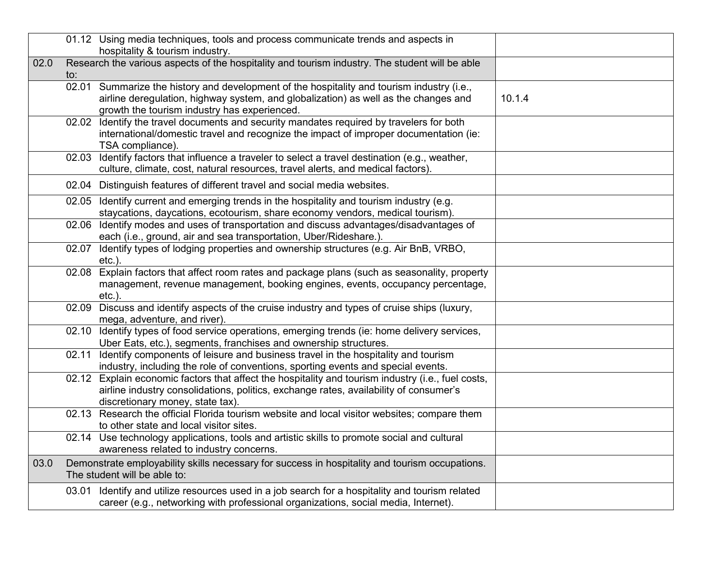| | | |
|---|---|---|
| | 01.12 Using media techniques, tools and process communicate trends and aspects in hospitality & tourism industry. | |
| 02.0 | Research the various aspects of the hospitality and tourism industry. The student will be able to: | |
| | 02.01 Summarize the history and development of the hospitality and tourism industry (i.e., airline deregulation, highway system, and globalization) as well as the changes and growth the tourism industry has experienced. | 10.1.4 |
| | 02.02 Identify the travel documents and security mandates required by travelers for both international/domestic travel and recognize the impact of improper documentation (ie: TSA compliance). | |
| | 02.03 Identify factors that influence a traveler to select a travel destination (e.g., weather, culture, climate, cost, natural resources, travel alerts, and medical factors). | |
| | 02.04 Distinguish features of different travel and social media websites. | |
| | 02.05 Identify current and emerging trends in the hospitality and tourism industry (e.g. staycations, daycations, ecotourism, share economy vendors, medical tourism). | |
| | 02.06 Identify modes and uses of transportation and discuss advantages/disadvantages of each (i.e., ground, air and sea transportation, Uber/Rideshare.). | |
| | 02.07 Identify types of lodging properties and ownership structures (e.g. Air BnB, VRBO, etc.). | |
| | 02.08 Explain factors that affect room rates and package plans (such as seasonality, property management, revenue management, booking engines, events, occupancy percentage, etc.). | |
| | 02.09 Discuss and identify aspects of the cruise industry and types of cruise ships (luxury, mega, adventure, and river). | |
| | 02.10 Identify types of food service operations, emerging trends (ie: home delivery services, Uber Eats, etc.), segments, franchises and ownership structures. | |
| | 02.11 Identify components of leisure and business travel in the hospitality and tourism industry, including the role of conventions, sporting events and special events. | |
| | 02.12 Explain economic factors that affect the hospitality and tourism industry (i.e., fuel costs, airline industry consolidations, politics, exchange rates, availability of consumer's discretionary money, state tax). | |
| | 02.13 Research the official Florida tourism website and local visitor websites; compare them to other state and local visitor sites. | |
| | 02.14 Use technology applications, tools and artistic skills to promote social and cultural awareness related to industry concerns. | |
| 03.0 | Demonstrate employability skills necessary for success in hospitality and tourism occupations. The student will be able to: | |
| | 03.01 Identify and utilize resources used in a job search for a hospitality and tourism related career (e.g., networking with professional organizations, social media, Internet). | |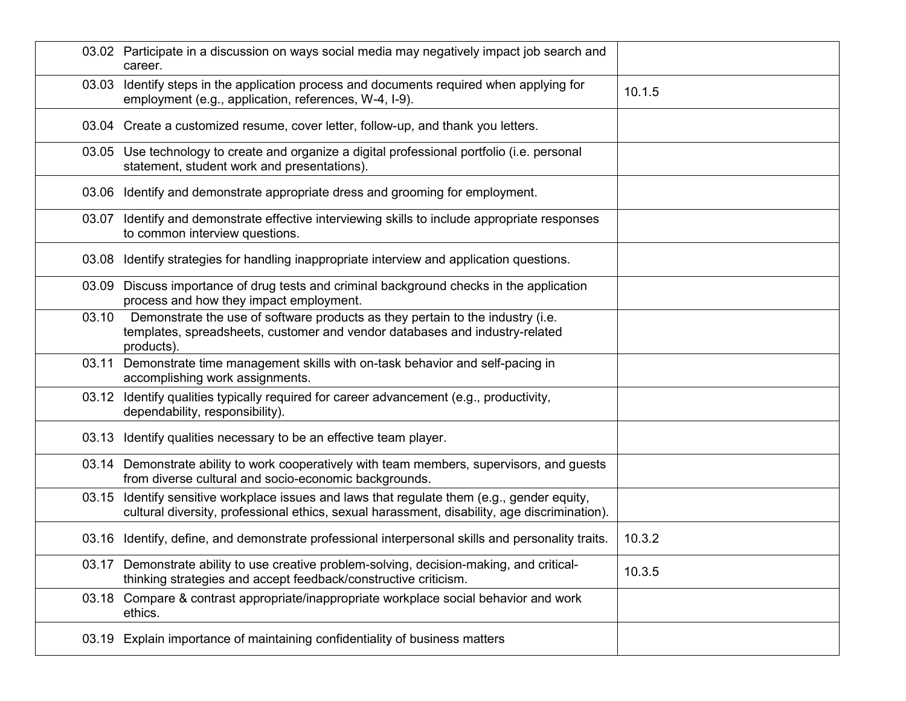| | |
|---|---|
| 03.02 Participate in a discussion on ways social media may negatively impact job search and career. | |
| 03.03 Identify steps in the application process and documents required when applying for employment (e.g., application, references, W-4, I-9). | 10.1.5 |
| 03.04 Create a customized resume, cover letter, follow-up, and thank you letters. | |
| 03.05 Use technology to create and organize a digital professional portfolio (i.e. personal statement, student work and presentations). | |
| 03.06 Identify and demonstrate appropriate dress and grooming for employment. | |
| 03.07 Identify and demonstrate effective interviewing skills to include appropriate responses to common interview questions. | |
| 03.08 Identify strategies for handling inappropriate interview and application questions. | |
| 03.09 Discuss importance of drug tests and criminal background checks in the application process and how they impact employment. | |
| 03.10 Demonstrate the use of software products as they pertain to the industry (i.e. templates, spreadsheets, customer and vendor databases and industry-related products). | |
| 03.11 Demonstrate time management skills with on-task behavior and self-pacing in accomplishing work assignments. | |
| 03.12 Identify qualities typically required for career advancement (e.g., productivity, dependability, responsibility). | |
| 03.13 Identify qualities necessary to be an effective team player. | |
| 03.14 Demonstrate ability to work cooperatively with team members, supervisors, and guests from diverse cultural and socio-economic backgrounds. | |
| 03.15 Identify sensitive workplace issues and laws that regulate them (e.g., gender equity, cultural diversity, professional ethics, sexual harassment, disability, age discrimination). | |
| 03.16 Identify, define, and demonstrate professional interpersonal skills and personality traits. | 10.3.2 |
| 03.17 Demonstrate ability to use creative problem-solving, decision-making, and critical-thinking strategies and accept feedback/constructive criticism. | 10.3.5 |
| 03.18 Compare & contrast appropriate/inappropriate workplace social behavior and work ethics. | |
| 03.19 Explain importance of maintaining confidentiality of business matters | |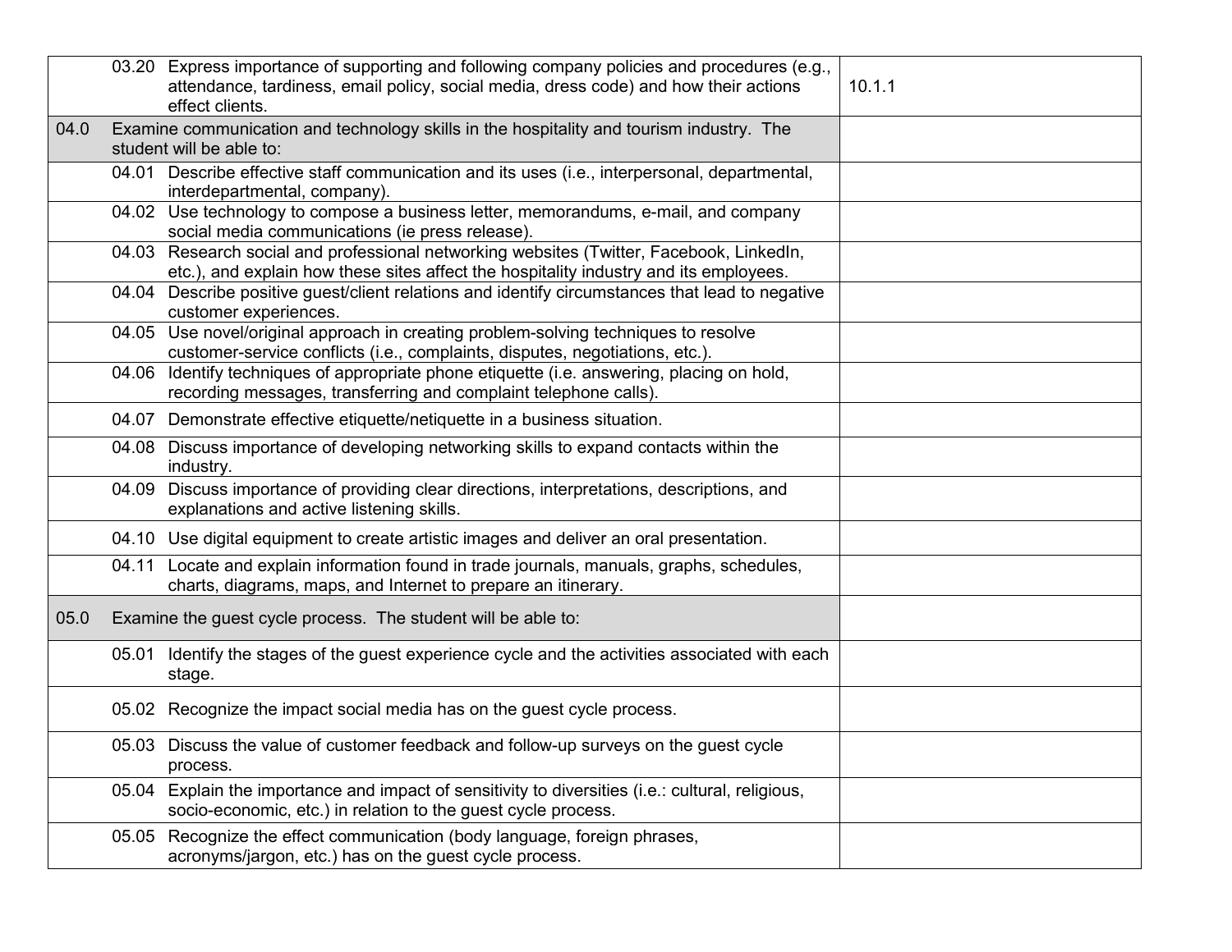| | | |
|---|---|---|
| | 03.20 Express importance of supporting and following company policies and procedures (e.g., attendance, tardiness, email policy, social media, dress code) and how their actions effect clients. | 10.1.1 |
| 04.0 | Examine communication and technology skills in the hospitality and tourism industry. The student will be able to: | |
| | 04.01 Describe effective staff communication and its uses (i.e., interpersonal, departmental, interdepartmental, company). | |
| | 04.02 Use technology to compose a business letter, memorandums, e-mail, and company social media communications (ie press release). | |
| | 04.03 Research social and professional networking websites (Twitter, Facebook, LinkedIn, etc.), and explain how these sites affect the hospitality industry and its employees. | |
| | 04.04 Describe positive guest/client relations and identify circumstances that lead to negative customer experiences. | |
| | 04.05 Use novel/original approach in creating problem-solving techniques to resolve customer-service conflicts (i.e., complaints, disputes, negotiations, etc.). | |
| | 04.06 Identify techniques of appropriate phone etiquette (i.e. answering, placing on hold, recording messages, transferring and complaint telephone calls). | |
| | 04.07 Demonstrate effective etiquette/netiquette in a business situation. | |
| | 04.08 Discuss importance of developing networking skills to expand contacts within the industry. | |
| | 04.09 Discuss importance of providing clear directions, interpretations, descriptions, and explanations and active listening skills. | |
| | 04.10 Use digital equipment to create artistic images and deliver an oral presentation. | |
| | 04.11 Locate and explain information found in trade journals, manuals, graphs, schedules, charts, diagrams, maps, and Internet to prepare an itinerary. | |
| 05.0 | Examine the guest cycle process. The student will be able to: | |
| | 05.01 Identify the stages of the guest experience cycle and the activities associated with each stage. | |
| | 05.02 Recognize the impact social media has on the guest cycle process. | |
| | 05.03 Discuss the value of customer feedback and follow-up surveys on the guest cycle process. | |
| | 05.04 Explain the importance and impact of sensitivity to diversities (i.e.: cultural, religious, socio-economic, etc.) in relation to the guest cycle process. | |
| | 05.05 Recognize the effect communication (body language, foreign phrases, acronyms/jargon, etc.) has on the guest cycle process. | |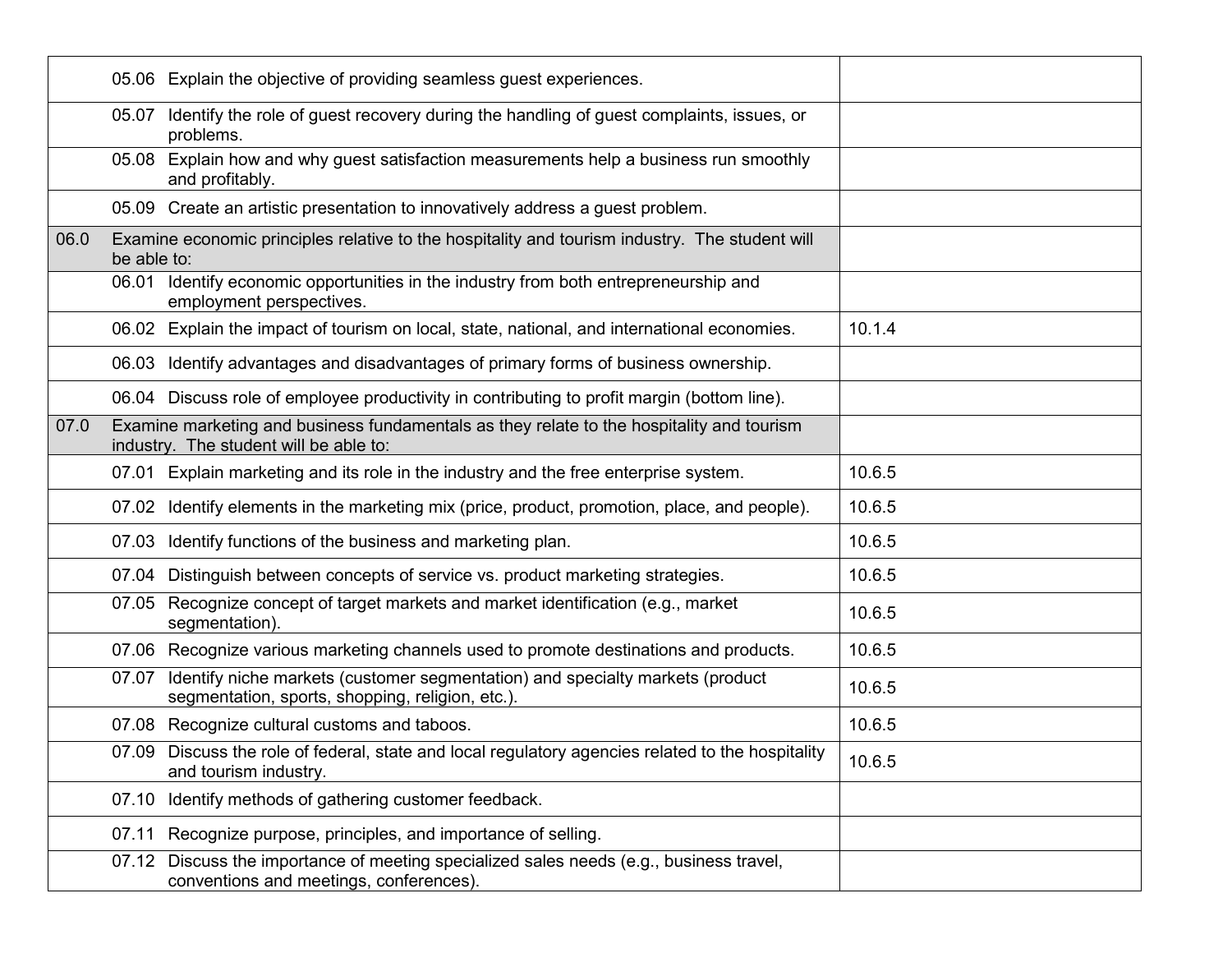| | | |
|---|---|---|
| | 05.06 Explain the objective of providing seamless guest experiences. | |
| | 05.07 Identify the role of guest recovery during the handling of guest complaints, issues, or problems. | |
| | 05.08 Explain how and why guest satisfaction measurements help a business run smoothly and profitably. | |
| | 05.09 Create an artistic presentation to innovatively address a guest problem. | |
| 06.0 | Examine economic principles relative to the hospitality and tourism industry. The student will be able to: | |
| | 06.01 Identify economic opportunities in the industry from both entrepreneurship and employment perspectives. | |
| | 06.02 Explain the impact of tourism on local, state, national, and international economies. | 10.1.4 |
| | 06.03 Identify advantages and disadvantages of primary forms of business ownership. | |
| | 06.04 Discuss role of employee productivity in contributing to profit margin (bottom line). | |
| 07.0 | Examine marketing and business fundamentals as they relate to the hospitality and tourism industry. The student will be able to: | |
| | 07.01 Explain marketing and its role in the industry and the free enterprise system. | 10.6.5 |
| | 07.02 Identify elements in the marketing mix (price, product, promotion, place, and people). | 10.6.5 |
| | 07.03 Identify functions of the business and marketing plan. | 10.6.5 |
| | 07.04 Distinguish between concepts of service vs. product marketing strategies. | 10.6.5 |
| | 07.05 Recognize concept of target markets and market identification (e.g., market segmentation). | 10.6.5 |
| | 07.06 Recognize various marketing channels used to promote destinations and products. | 10.6.5 |
| | 07.07 Identify niche markets (customer segmentation) and specialty markets (product segmentation, sports, shopping, religion, etc.). | 10.6.5 |
| | 07.08 Recognize cultural customs and taboos. | 10.6.5 |
| | 07.09 Discuss the role of federal, state and local regulatory agencies related to the hospitality and tourism industry. | 10.6.5 |
| | 07.10 Identify methods of gathering customer feedback. | |
| | 07.11 Recognize purpose, principles, and importance of selling. | |
| | 07.12 Discuss the importance of meeting specialized sales needs (e.g., business travel, conventions and meetings, conferences). | |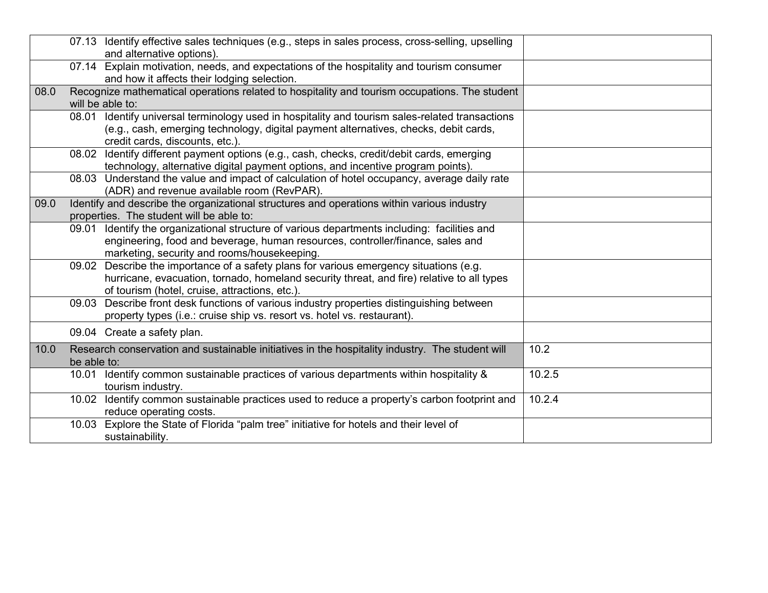| | | |
|---|---|---|
| | 07.13 Identify effective sales techniques (e.g., steps in sales process, cross-selling, upselling and alternative options). | |
| | 07.14 Explain motivation, needs, and expectations of the hospitality and tourism consumer and how it affects their lodging selection. | |
| 08.0 | Recognize mathematical operations related to hospitality and tourism occupations. The student will be able to: | |
| | 08.01 Identify universal terminology used in hospitality and tourism sales-related transactions (e.g., cash, emerging technology, digital payment alternatives, checks, debit cards, credit cards, discounts, etc.). | |
| | 08.02 Identify different payment options (e.g., cash, checks, credit/debit cards, emerging technology, alternative digital payment options, and incentive program points). | |
| | 08.03 Understand the value and impact of calculation of hotel occupancy, average daily rate (ADR) and revenue available room (RevPAR). | |
| 09.0 | Identify and describe the organizational structures and operations within various industry properties. The student will be able to: | |
| | 09.01 Identify the organizational structure of various departments including: facilities and engineering, food and beverage, human resources, controller/finance, sales and marketing, security and rooms/housekeeping. | |
| | 09.02 Describe the importance of a safety plans for various emergency situations (e.g. hurricane, evacuation, tornado, homeland security threat, and fire) relative to all types of tourism (hotel, cruise, attractions, etc.). | |
| | 09.03 Describe front desk functions of various industry properties distinguishing between property types (i.e.: cruise ship vs. resort vs. hotel vs. restaurant). | |
| | 09.04 Create a safety plan. | |
| 10.0 | Research conservation and sustainable initiatives in the hospitality industry. The student will be able to: | 10.2 |
| | 10.01 Identify common sustainable practices of various departments within hospitality & tourism industry. | 10.2.5 |
| | 10.02 Identify common sustainable practices used to reduce a property's carbon footprint and reduce operating costs. | 10.2.4 |
| | 10.03 Explore the State of Florida "palm tree" initiative for hotels and their level of sustainability. | |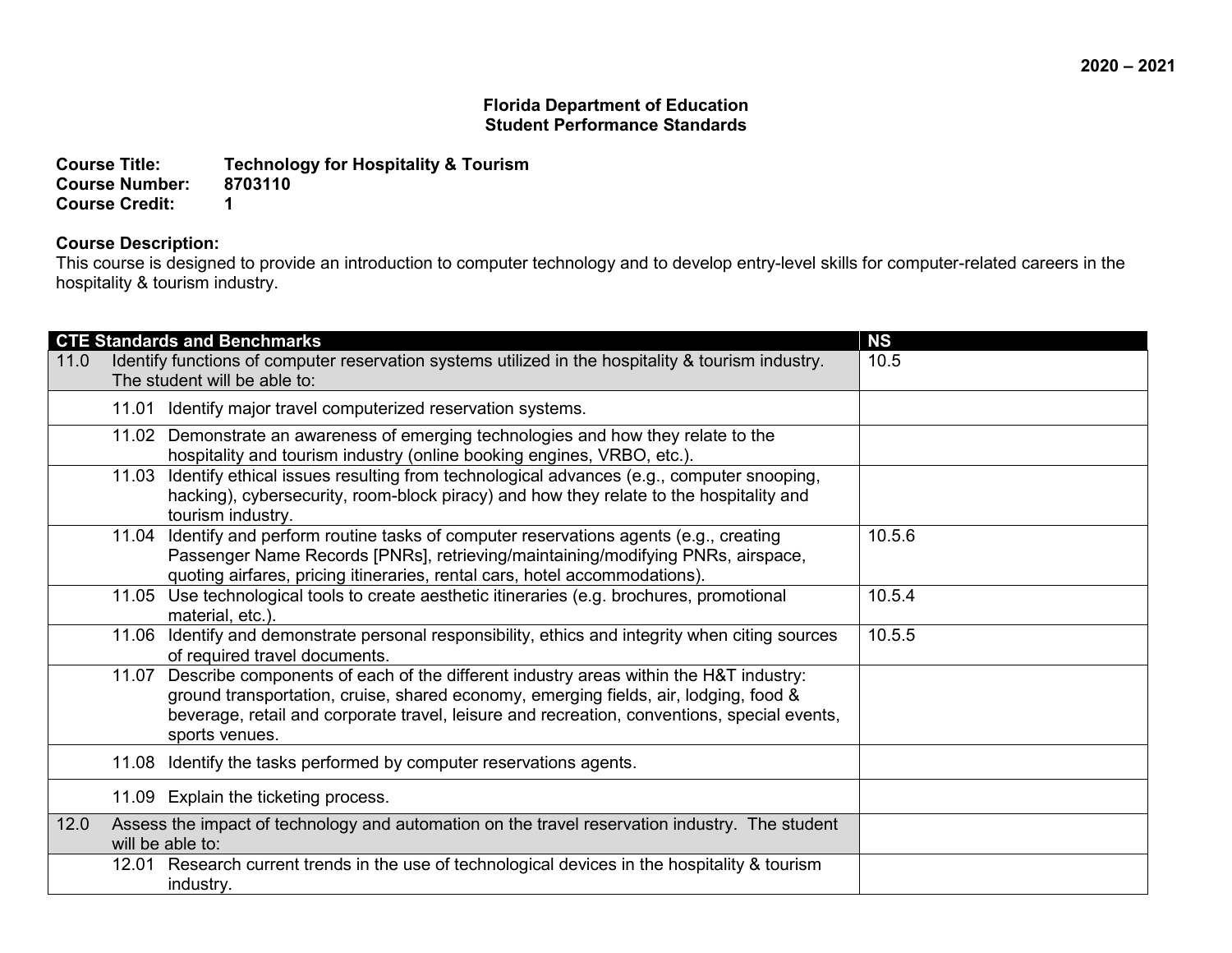**2020 – 2021**

**Florida Department of Education**
**Student Performance Standards**

**Course Title:** Technology for Hospitality & Tourism
**Course Number:** 8703110
**Course Credit:** 1

**Course Description:**
This course is designed to provide an introduction to computer technology and to develop entry-level skills for computer-related careers in the hospitality & tourism industry.

| CTE Standards and Benchmarks | NS |
|---|---|
| 11.0 Identify functions of computer reservation systems utilized in the hospitality & tourism industry. The student will be able to: | 10.5 |
| 11.01 Identify major travel computerized reservation systems. | |
| 11.02 Demonstrate an awareness of emerging technologies and how they relate to the hospitality and tourism industry (online booking engines, VRBO, etc.). | |
| 11.03 Identify ethical issues resulting from technological advances (e.g., computer snooping, hacking), cybersecurity, room-block piracy) and how they relate to the hospitality and tourism industry. | |
| 11.04 Identify and perform routine tasks of computer reservations agents (e.g., creating Passenger Name Records [PNRs], retrieving/maintaining/modifying PNRs, airspace, quoting airfares, pricing itineraries, rental cars, hotel accommodations). | 10.5.6 |
| 11.05 Use technological tools to create aesthetic itineraries (e.g. brochures, promotional material, etc.). | 10.5.4 |
| 11.06 Identify and demonstrate personal responsibility, ethics and integrity when citing sources of required travel documents. | 10.5.5 |
| 11.07 Describe components of each of the different industry areas within the H&T industry: ground transportation, cruise, shared economy, emerging fields, air, lodging, food & beverage, retail and corporate travel, leisure and recreation, conventions, special events, sports venues. | |
| 11.08 Identify the tasks performed by computer reservations agents. | |
| 11.09 Explain the ticketing process. | |
| 12.0 Assess the impact of technology and automation on the travel reservation industry. The student will be able to: | |
| 12.01 Research current trends in the use of technological devices in the hospitality & tourism industry. | |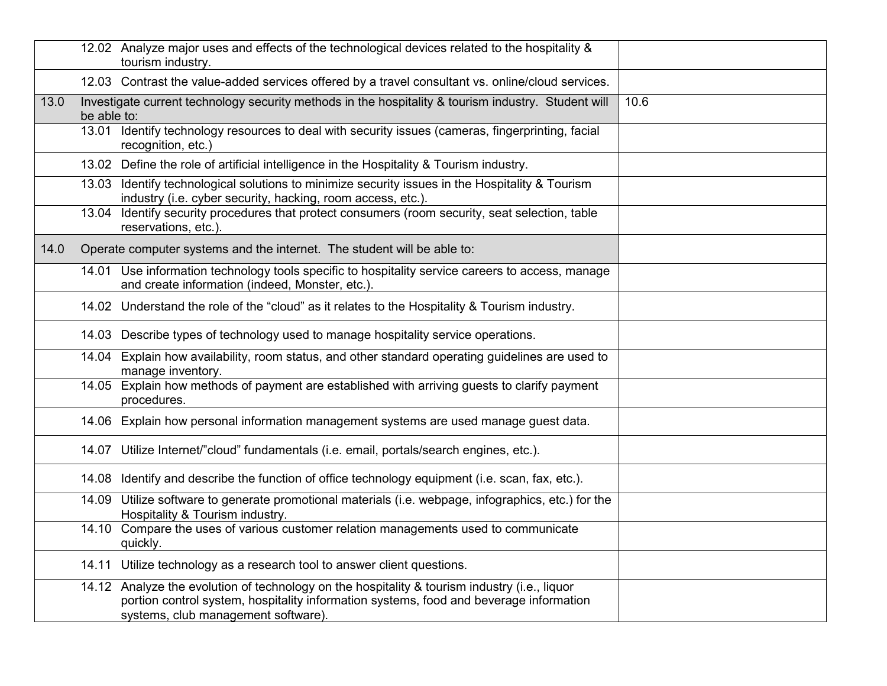| | | |
|---|---|---|
| | 12.02 Analyze major uses and effects of the technological devices related to the hospitality & tourism industry. | |
| | 12.03 Contrast the value-added services offered by a travel consultant vs. online/cloud services. | |
| 13.0 | Investigate current technology security methods in the hospitality & tourism industry. Student will be able to: | 10.6 |
| | 13.01 Identify technology resources to deal with security issues (cameras, fingerprinting, facial recognition, etc.) | |
| | 13.02 Define the role of artificial intelligence in the Hospitality & Tourism industry. | |
| | 13.03 Identify technological solutions to minimize security issues in the Hospitality & Tourism industry (i.e. cyber security, hacking, room access, etc.). | |
| | 13.04 Identify security procedures that protect consumers (room security, seat selection, table reservations, etc.). | |
| 14.0 | Operate computer systems and the internet. The student will be able to: | |
| | 14.01 Use information technology tools specific to hospitality service careers to access, manage and create information (indeed, Monster, etc.). | |
| | 14.02 Understand the role of the "cloud" as it relates to the Hospitality & Tourism industry. | |
| | 14.03 Describe types of technology used to manage hospitality service operations. | |
| | 14.04 Explain how availability, room status, and other standard operating guidelines are used to manage inventory. | |
| | 14.05 Explain how methods of payment are established with arriving guests to clarify payment procedures. | |
| | 14.06 Explain how personal information management systems are used manage guest data. | |
| | 14.07 Utilize Internet/"cloud" fundamentals (i.e. email, portals/search engines, etc.). | |
| | 14.08 Identify and describe the function of office technology equipment (i.e. scan, fax, etc.). | |
| | 14.09 Utilize software to generate promotional materials (i.e. webpage, infographics, etc.) for the Hospitality & Tourism industry. | |
| | 14.10 Compare the uses of various customer relation managements used to communicate quickly. | |
| | 14.11 Utilize technology as a research tool to answer client questions. | |
| | 14.12 Analyze the evolution of technology on the hospitality & tourism industry (i.e., liquor portion control system, hospitality information systems, food and beverage information systems, club management software). | |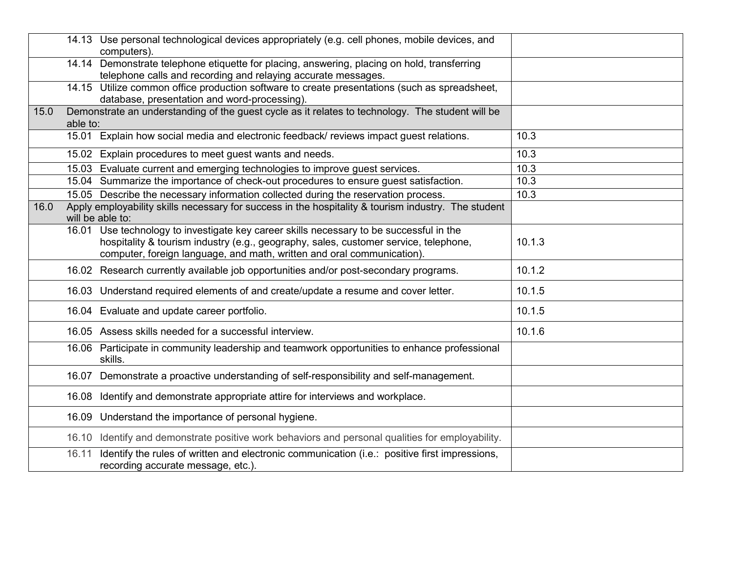| | | |
|---|---|---|
| | 14.13 Use personal technological devices appropriately (e.g. cell phones, mobile devices, and computers). | |
| | 14.14 Demonstrate telephone etiquette for placing, answering, placing on hold, transferring telephone calls and recording and relaying accurate messages. | |
| | 14.15 Utilize common office production software to create presentations (such as spreadsheet, database, presentation and word-processing). | |
| 15.0 | Demonstrate an understanding of the guest cycle as it relates to technology. The student will be able to: | |
| | 15.01 Explain how social media and electronic feedback/ reviews impact guest relations. | 10.3 |
| | 15.02 Explain procedures to meet guest wants and needs. | 10.3 |
| | 15.03 Evaluate current and emerging technologies to improve guest services. | 10.3 |
| | 15.04 Summarize the importance of check-out procedures to ensure guest satisfaction. | 10.3 |
| | 15.05 Describe the necessary information collected during the reservation process. | 10.3 |
| 16.0 | Apply employability skills necessary for success in the hospitality & tourism industry. The student will be able to: | |
| | 16.01 Use technology to investigate key career skills necessary to be successful in the hospitality & tourism industry (e.g., geography, sales, customer service, telephone, computer, foreign language, and math, written and oral communication). | 10.1.3 |
| | 16.02 Research currently available job opportunities and/or post-secondary programs. | 10.1.2 |
| | 16.03 Understand required elements of and create/update a resume and cover letter. | 10.1.5 |
| | 16.04 Evaluate and update career portfolio. | 10.1.5 |
| | 16.05 Assess skills needed for a successful interview. | 10.1.6 |
| | 16.06 Participate in community leadership and teamwork opportunities to enhance professional skills. | |
| | 16.07 Demonstrate a proactive understanding of self-responsibility and self-management. | |
| | 16.08 Identify and demonstrate appropriate attire for interviews and workplace. | |
| | 16.09 Understand the importance of personal hygiene. | |
| | 16.10 Identify and demonstrate positive work behaviors and personal qualities for employability. | |
| | 16.11 Identify the rules of written and electronic communication (i.e.: positive first impressions, recording accurate message, etc.). | |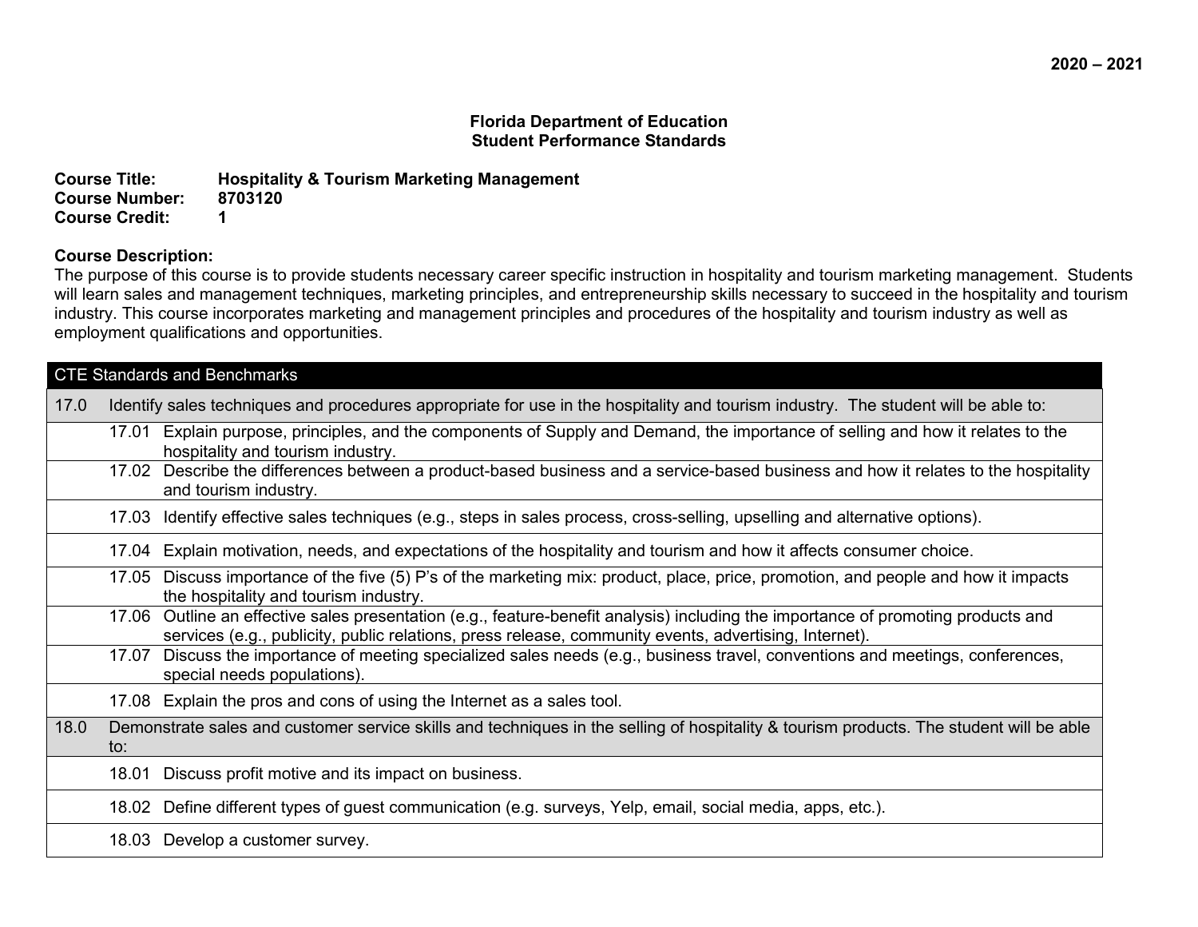2020 – 2021

**Florida Department of Education**
**Student Performance Standards**

**Course Title:** Hospitality & Tourism Marketing Management
**Course Number:** 8703120
**Course Credit:** 1

**Course Description:**
The purpose of this course is to provide students necessary career specific instruction in hospitality and tourism marketing management. Students will learn sales and management techniques, marketing principles, and entrepreneurship skills necessary to succeed in the hospitality and tourism industry. This course incorporates marketing and management principles and procedures of the hospitality and tourism industry as well as employment qualifications and opportunities.

| CTE Standards and Benchmarks | |
|---|---|
| 17.0 | Identify sales techniques and procedures appropriate for use in the hospitality and tourism industry. The student will be able to: |
| | 17.01 Explain purpose, principles, and the components of Supply and Demand, the importance of selling and how it relates to the hospitality and tourism industry. |
| | 17.02 Describe the differences between a product-based business and a service-based business and how it relates to the hospitality and tourism industry. |
| | 17.03 Identify effective sales techniques (e.g., steps in sales process, cross-selling, upselling and alternative options). |
| | 17.04 Explain motivation, needs, and expectations of the hospitality and tourism and how it affects consumer choice. |
| | 17.05 Discuss importance of the five (5) P's of the marketing mix: product, place, price, promotion, and people and how it impacts the hospitality and tourism industry. |
| | 17.06 Outline an effective sales presentation (e.g., feature-benefit analysis) including the importance of promoting products and services (e.g., publicity, public relations, press release, community events, advertising, Internet). |
| | 17.07 Discuss the importance of meeting specialized sales needs (e.g., business travel, conventions and meetings, conferences, special needs populations). |
| | 17.08 Explain the pros and cons of using the Internet as a sales tool. |
| 18.0 | Demonstrate sales and customer service skills and techniques in the selling of hospitality & tourism products. The student will be able to: |
| | 18.01 Discuss profit motive and its impact on business. |
| | 18.02 Define different types of guest communication (e.g. surveys, Yelp, email, social media, apps, etc.). |
| | 18.03 Develop a customer survey. |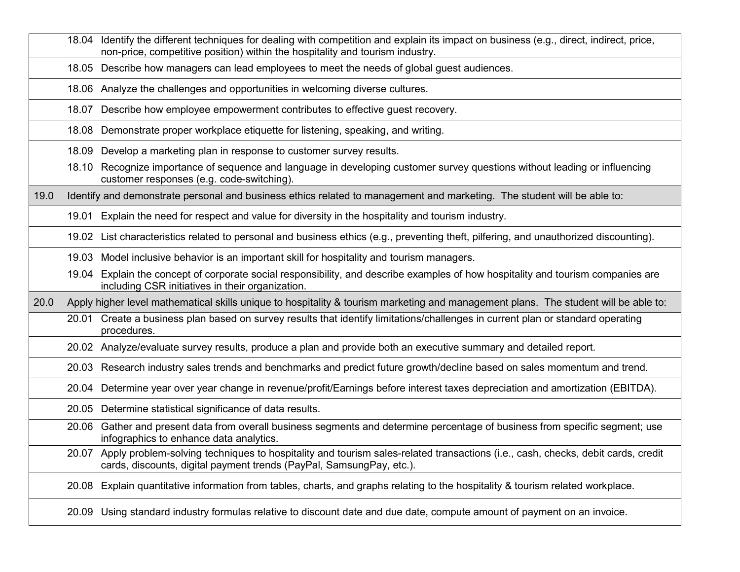| | |
|---|---|
| | 18.04 Identify the different techniques for dealing with competition and explain its impact on business (e.g., direct, indirect, price, non-price, competitive position) within the hospitality and tourism industry. |
| | 18.05 Describe how managers can lead employees to meet the needs of global guest audiences. |
| | 18.06 Analyze the challenges and opportunities in welcoming diverse cultures. |
| | 18.07 Describe how employee empowerment contributes to effective guest recovery. |
| | 18.08 Demonstrate proper workplace etiquette for listening, speaking, and writing. |
| | 18.09 Develop a marketing plan in response to customer survey results. |
| | 18.10 Recognize importance of sequence and language in developing customer survey questions without leading or influencing customer responses (e.g. code-switching). |
| 19.0 | Identify and demonstrate personal and business ethics related to management and marketing. The student will be able to: |
| | 19.01 Explain the need for respect and value for diversity in the hospitality and tourism industry. |
| | 19.02 List characteristics related to personal and business ethics (e.g., preventing theft, pilfering, and unauthorized discounting). |
| | 19.03 Model inclusive behavior is an important skill for hospitality and tourism managers. |
| | 19.04 Explain the concept of corporate social responsibility, and describe examples of how hospitality and tourism companies are including CSR initiatives in their organization. |
| 20.0 | Apply higher level mathematical skills unique to hospitality & tourism marketing and management plans. The student will be able to: |
| | 20.01 Create a business plan based on survey results that identify limitations/challenges in current plan or standard operating procedures. |
| | 20.02 Analyze/evaluate survey results, produce a plan and provide both an executive summary and detailed report. |
| | 20.03 Research industry sales trends and benchmarks and predict future growth/decline based on sales momentum and trend. |
| | 20.04 Determine year over year change in revenue/profit/Earnings before interest taxes depreciation and amortization (EBITDA). |
| | 20.05 Determine statistical significance of data results. |
| | 20.06 Gather and present data from overall business segments and determine percentage of business from specific segment; use infographics to enhance data analytics. |
| | 20.07 Apply problem-solving techniques to hospitality and tourism sales-related transactions (i.e., cash, checks, debit cards, credit cards, discounts, digital payment trends (PayPal, SamsungPay, etc.). |
| | 20.08 Explain quantitative information from tables, charts, and graphs relating to the hospitality & tourism related workplace. |
| | 20.09 Using standard industry formulas relative to discount date and due date, compute amount of payment on an invoice. |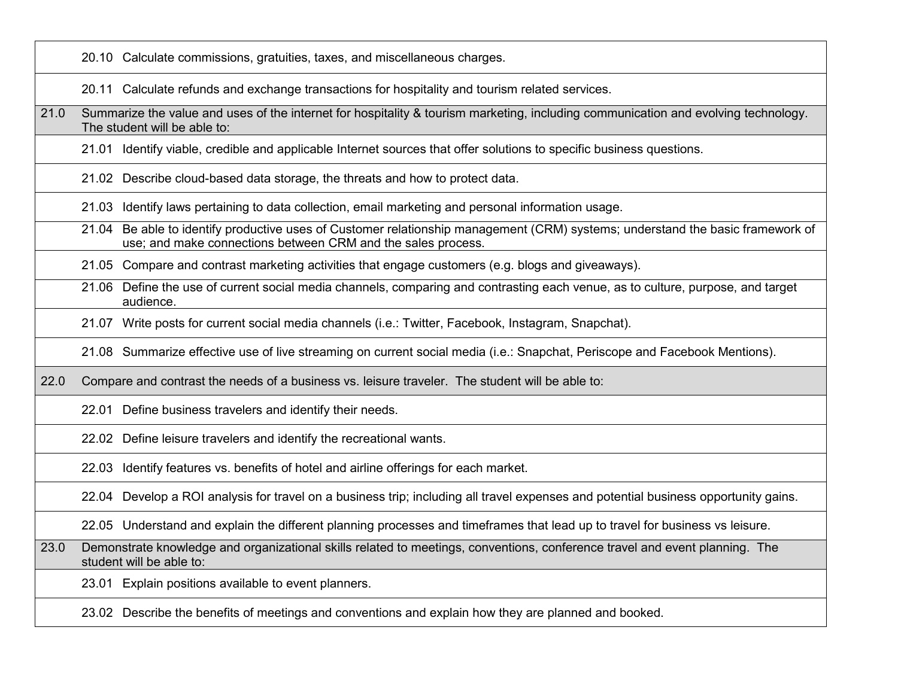| | |
|---|---|
| | 20.10 Calculate commissions, gratuities, taxes, and miscellaneous charges. |
| | 20.11 Calculate refunds and exchange transactions for hospitality and tourism related services. |
| 21.0 | Summarize the value and uses of the internet for hospitality & tourism marketing, including communication and evolving technology. The student will be able to: |
| | 21.01 Identify viable, credible and applicable Internet sources that offer solutions to specific business questions. |
| | 21.02 Describe cloud-based data storage, the threats and how to protect data. |
| | 21.03 Identify laws pertaining to data collection, email marketing and personal information usage. |
| | 21.04 Be able to identify productive uses of Customer relationship management (CRM) systems; understand the basic framework of use; and make connections between CRM and the sales process. |
| | 21.05 Compare and contrast marketing activities that engage customers (e.g. blogs and giveaways). |
| | 21.06 Define the use of current social media channels, comparing and contrasting each venue, as to culture, purpose, and target audience. |
| | 21.07 Write posts for current social media channels (i.e.: Twitter, Facebook, Instagram, Snapchat). |
| | 21.08 Summarize effective use of live streaming on current social media (i.e.: Snapchat, Periscope and Facebook Mentions). |
| 22.0 | Compare and contrast the needs of a business vs. leisure traveler. The student will be able to: |
| | 22.01 Define business travelers and identify their needs. |
| | 22.02 Define leisure travelers and identify the recreational wants. |
| | 22.03 Identify features vs. benefits of hotel and airline offerings for each market. |
| | 22.04 Develop a ROI analysis for travel on a business trip; including all travel expenses and potential business opportunity gains. |
| | 22.05 Understand and explain the different planning processes and timeframes that lead up to travel for business vs leisure. |
| 23.0 | Demonstrate knowledge and organizational skills related to meetings, conventions, conference travel and event planning. The student will be able to: |
| | 23.01 Explain positions available to event planners. |
| | 23.02 Describe the benefits of meetings and conventions and explain how they are planned and booked. |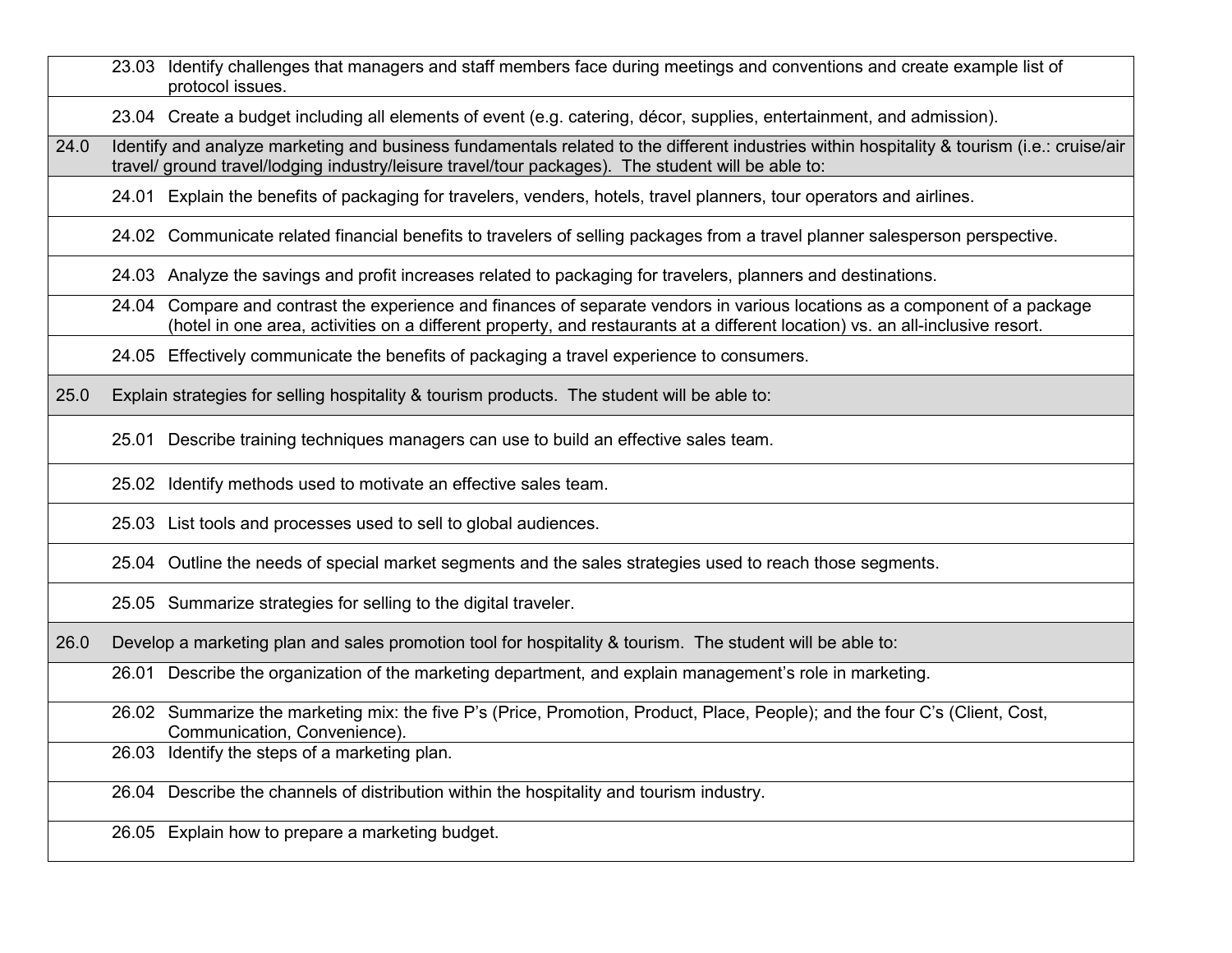| | |
|---|---|
| | 23.03 Identify challenges that managers and staff members face during meetings and conventions and create example list of protocol issues. |
| | 23.04 Create a budget including all elements of event (e.g. catering, décor, supplies, entertainment, and admission). |
| 24.0 | Identify and analyze marketing and business fundamentals related to the different industries within hospitality & tourism (i.e.: cruise/air travel/ ground travel/lodging industry/leisure travel/tour packages). The student will be able to: |
| | 24.01 Explain the benefits of packaging for travelers, venders, hotels, travel planners, tour operators and airlines. |
| | 24.02 Communicate related financial benefits to travelers of selling packages from a travel planner salesperson perspective. |
| | 24.03 Analyze the savings and profit increases related to packaging for travelers, planners and destinations. |
| | 24.04 Compare and contrast the experience and finances of separate vendors in various locations as a component of a package (hotel in one area, activities on a different property, and restaurants at a different location) vs. an all-inclusive resort. |
| | 24.05 Effectively communicate the benefits of packaging a travel experience to consumers. |
| 25.0 | Explain strategies for selling hospitality & tourism products. The student will be able to: |
| | 25.01 Describe training techniques managers can use to build an effective sales team. |
| | 25.02 Identify methods used to motivate an effective sales team. |
| | 25.03 List tools and processes used to sell to global audiences. |
| | 25.04 Outline the needs of special market segments and the sales strategies used to reach those segments. |
| | 25.05 Summarize strategies for selling to the digital traveler. |
| 26.0 | Develop a marketing plan and sales promotion tool for hospitality & tourism. The student will be able to: |
| | 26.01 Describe the organization of the marketing department, and explain management's role in marketing. |
| | 26.02 Summarize the marketing mix: the five P's (Price, Promotion, Product, Place, People); and the four C's (Client, Cost, Communication, Convenience). |
| | 26.03 Identify the steps of a marketing plan. |
| | 26.04 Describe the channels of distribution within the hospitality and tourism industry. |
| | 26.05 Explain how to prepare a marketing budget. |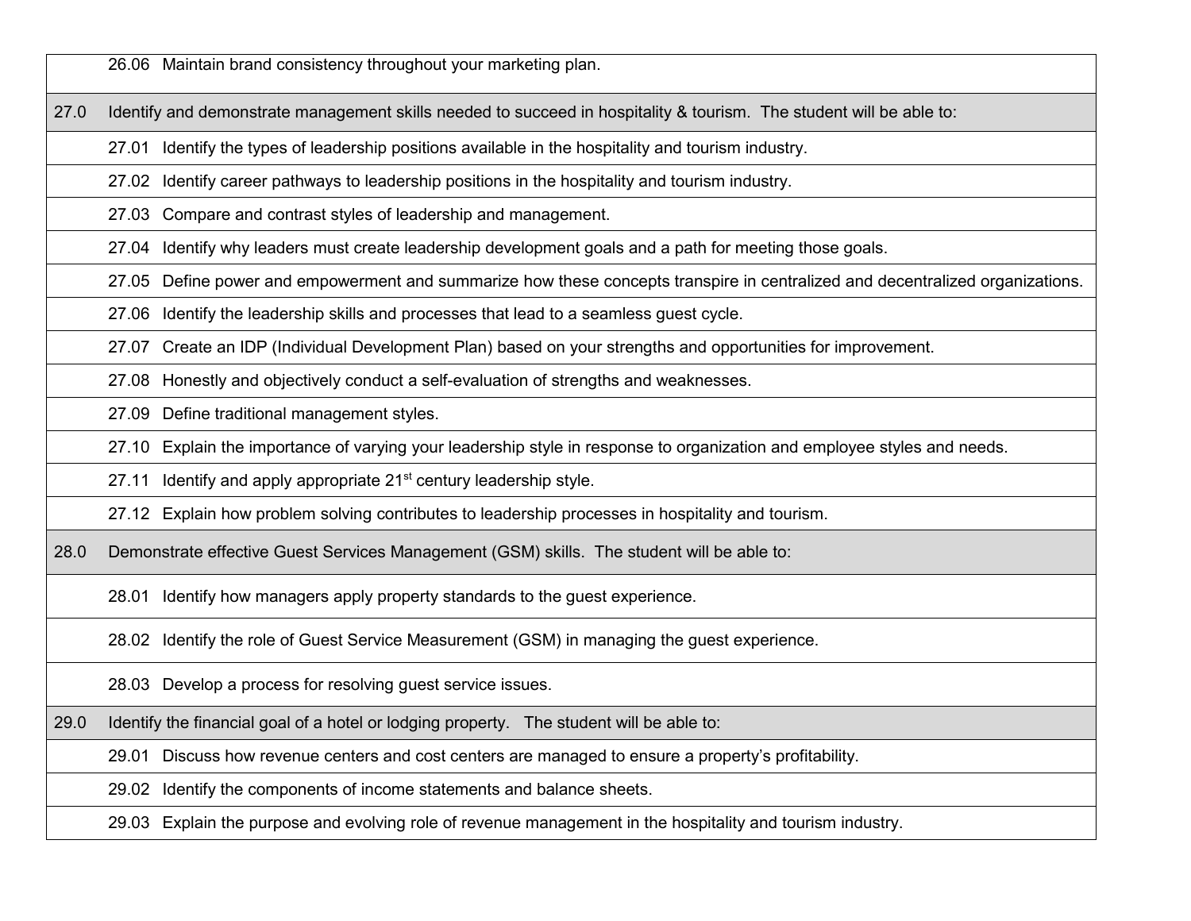| | |
|---|---|
| | 26.06 Maintain brand consistency throughout your marketing plan. |
| 27.0 | Identify and demonstrate management skills needed to succeed in hospitality & tourism. The student will be able to: |
| | 27.01 Identify the types of leadership positions available in the hospitality and tourism industry. |
| | 27.02 Identify career pathways to leadership positions in the hospitality and tourism industry. |
| | 27.03 Compare and contrast styles of leadership and management. |
| | 27.04 Identify why leaders must create leadership development goals and a path for meeting those goals. |
| | 27.05 Define power and empowerment and summarize how these concepts transpire in centralized and decentralized organizations. |
| | 27.06 Identify the leadership skills and processes that lead to a seamless guest cycle. |
| | 27.07 Create an IDP (Individual Development Plan) based on your strengths and opportunities for improvement. |
| | 27.08 Honestly and objectively conduct a self-evaluation of strengths and weaknesses. |
| | 27.09 Define traditional management styles. |
| | 27.10 Explain the importance of varying your leadership style in response to organization and employee styles and needs. |
| | 27.11 Identify and apply appropriate 21st century leadership style. |
| | 27.12 Explain how problem solving contributes to leadership processes in hospitality and tourism. |
| 28.0 | Demonstrate effective Guest Services Management (GSM) skills. The student will be able to: |
| | 28.01 Identify how managers apply property standards to the guest experience. |
| | 28.02 Identify the role of Guest Service Measurement (GSM) in managing the guest experience. |
| | 28.03 Develop a process for resolving guest service issues. |
| 29.0 | Identify the financial goal of a hotel or lodging property. The student will be able to: |
| | 29.01 Discuss how revenue centers and cost centers are managed to ensure a property's profitability. |
| | 29.02 Identify the components of income statements and balance sheets. |
| | 29.03 Explain the purpose and evolving role of revenue management in the hospitality and tourism industry. |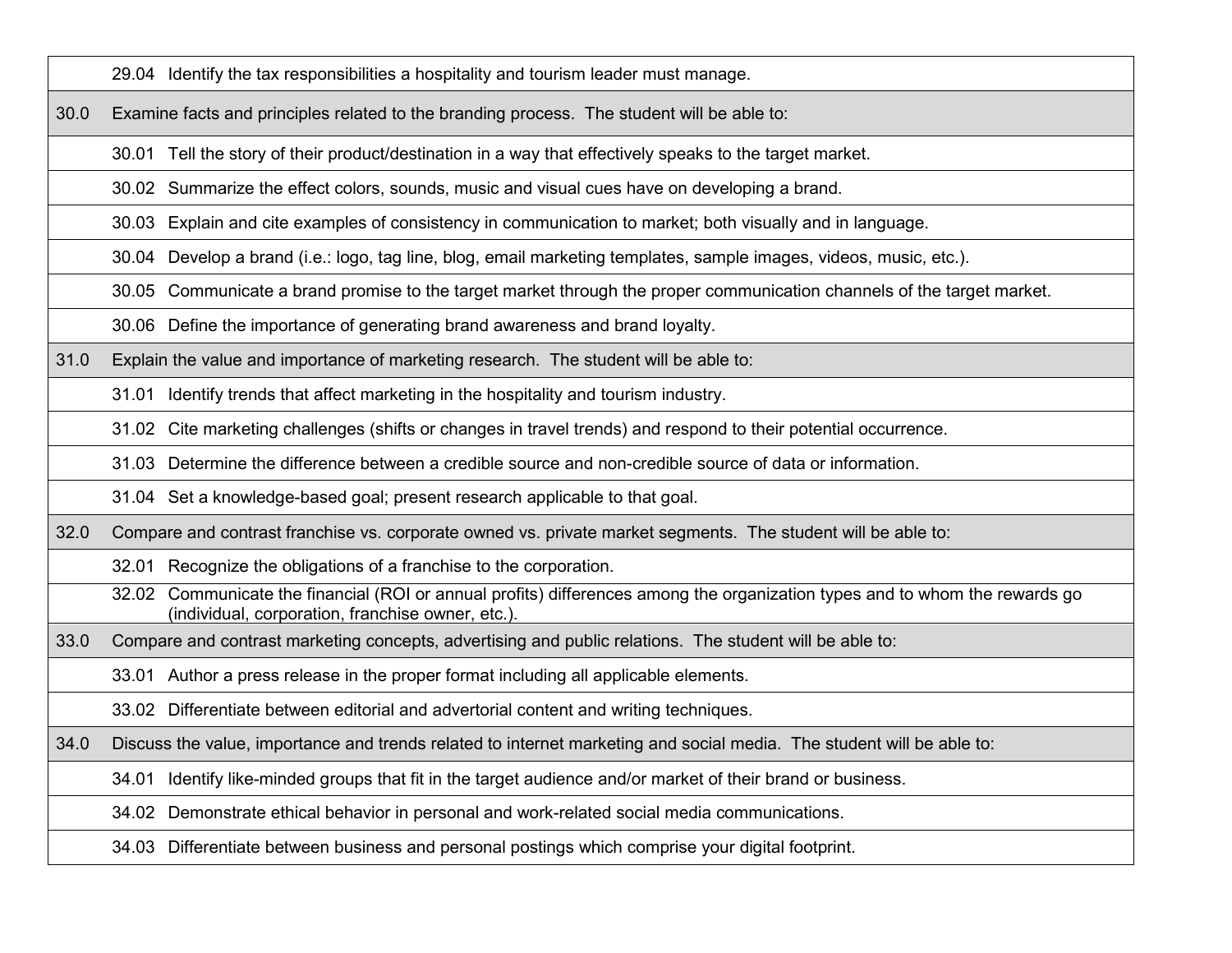| | |
|---|---|
| | 29.04 Identify the tax responsibilities a hospitality and tourism leader must manage. |
| 30.0 | Examine facts and principles related to the branding process. The student will be able to: |
| | 30.01 Tell the story of their product/destination in a way that effectively speaks to the target market. |
| | 30.02 Summarize the effect colors, sounds, music and visual cues have on developing a brand. |
| | 30.03 Explain and cite examples of consistency in communication to market; both visually and in language. |
| | 30.04 Develop a brand (i.e.: logo, tag line, blog, email marketing templates, sample images, videos, music, etc.). |
| | 30.05 Communicate a brand promise to the target market through the proper communication channels of the target market. |
| | 30.06 Define the importance of generating brand awareness and brand loyalty. |
| 31.0 | Explain the value and importance of marketing research. The student will be able to: |
| | 31.01 Identify trends that affect marketing in the hospitality and tourism industry. |
| | 31.02 Cite marketing challenges (shifts or changes in travel trends) and respond to their potential occurrence. |
| | 31.03 Determine the difference between a credible source and non-credible source of data or information. |
| | 31.04 Set a knowledge-based goal; present research applicable to that goal. |
| 32.0 | Compare and contrast franchise vs. corporate owned vs. private market segments. The student will be able to: |
| | 32.01 Recognize the obligations of a franchise to the corporation. |
| | 32.02 Communicate the financial (ROI or annual profits) differences among the organization types and to whom the rewards go (individual, corporation, franchise owner, etc.). |
| 33.0 | Compare and contrast marketing concepts, advertising and public relations. The student will be able to: |
| | 33.01 Author a press release in the proper format including all applicable elements. |
| | 33.02 Differentiate between editorial and advertorial content and writing techniques. |
| 34.0 | Discuss the value, importance and trends related to internet marketing and social media. The student will be able to: |
| | 34.01 Identify like-minded groups that fit in the target audience and/or market of their brand or business. |
| | 34.02 Demonstrate ethical behavior in personal and work-related social media communications. |
| | 34.03 Differentiate between business and personal postings which comprise your digital footprint. |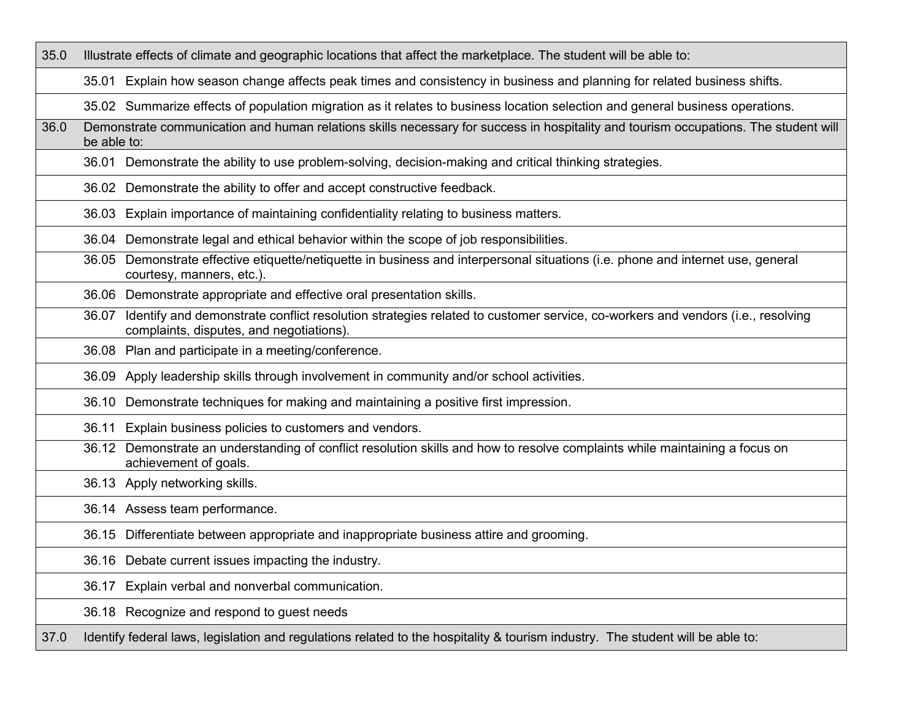| | |
|---|---|
| 35.0 | Illustrate effects of climate and geographic locations that affect the marketplace. The student will be able to: |
| | 35.01 Explain how season change affects peak times and consistency in business and planning for related business shifts. |
| | 35.02 Summarize effects of population migration as it relates to business location selection and general business operations. |
| 36.0 | Demonstrate communication and human relations skills necessary for success in hospitality and tourism occupations. The student will be able to: |
| | 36.01 Demonstrate the ability to use problem-solving, decision-making and critical thinking strategies. |
| | 36.02 Demonstrate the ability to offer and accept constructive feedback. |
| | 36.03 Explain importance of maintaining confidentiality relating to business matters. |
| | 36.04 Demonstrate legal and ethical behavior within the scope of job responsibilities. |
| | 36.05 Demonstrate effective etiquette/netiquette in business and interpersonal situations (i.e. phone and internet use, general courtesy, manners, etc.). |
| | 36.06 Demonstrate appropriate and effective oral presentation skills. |
| | 36.07 Identify and demonstrate conflict resolution strategies related to customer service, co-workers and vendors (i.e., resolving complaints, disputes, and negotiations). |
| | 36.08 Plan and participate in a meeting/conference. |
| | 36.09 Apply leadership skills through involvement in community and/or school activities. |
| | 36.10 Demonstrate techniques for making and maintaining a positive first impression. |
| | 36.11 Explain business policies to customers and vendors. |
| | 36.12 Demonstrate an understanding of conflict resolution skills and how to resolve complaints while maintaining a focus on achievement of goals. |
| | 36.13 Apply networking skills. |
| | 36.14 Assess team performance. |
| | 36.15 Differentiate between appropriate and inappropriate business attire and grooming. |
| | 36.16 Debate current issues impacting the industry. |
| | 36.17 Explain verbal and nonverbal communication. |
| | 36.18 Recognize and respond to guest needs |
| 37.0 | Identify federal laws, legislation and regulations related to the hospitality & tourism industry. The student will be able to: |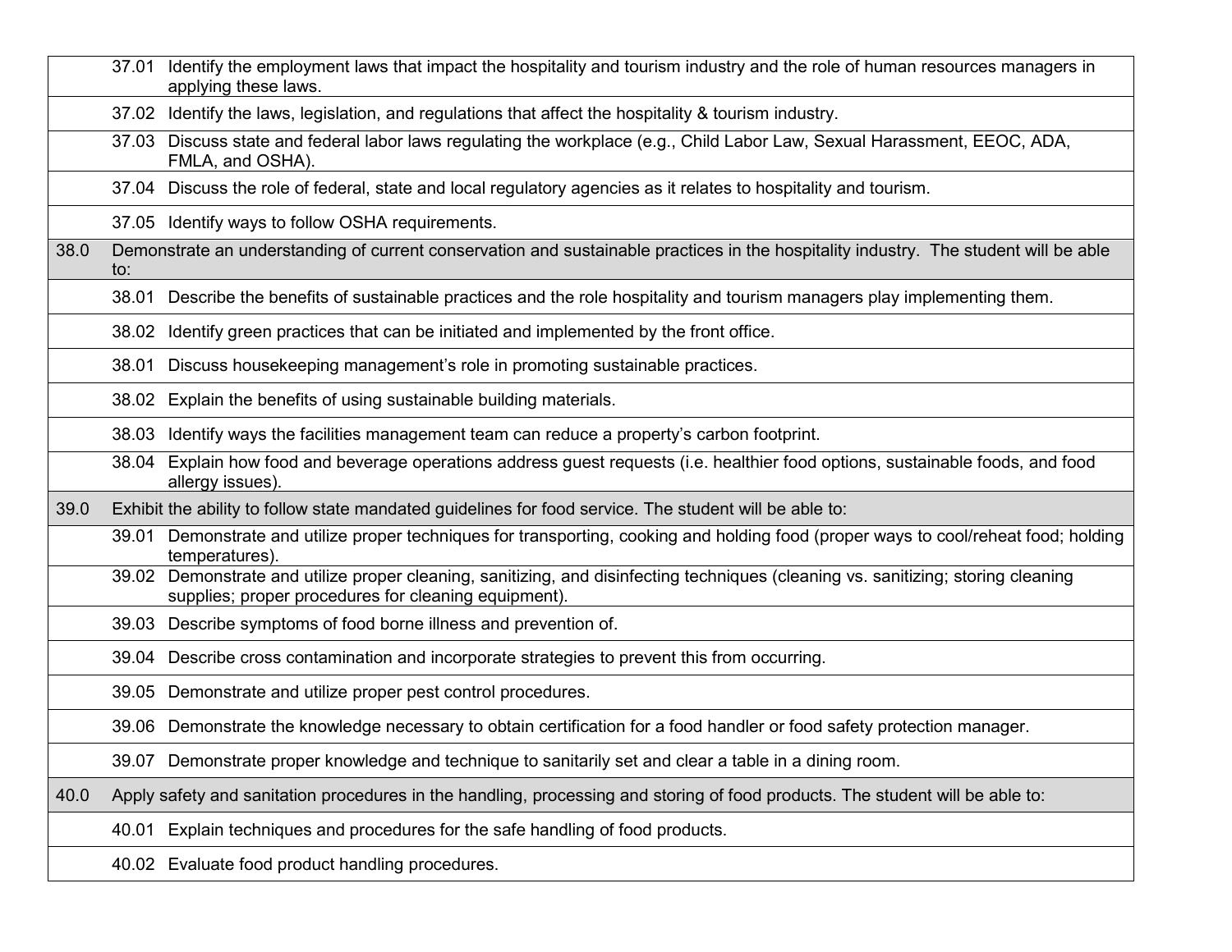| | |
|---|---|
| | 37.01 Identify the employment laws that impact the hospitality and tourism industry and the role of human resources managers in applying these laws. |
| | 37.02 Identify the laws, legislation, and regulations that affect the hospitality & tourism industry. |
| | 37.03 Discuss state and federal labor laws regulating the workplace (e.g., Child Labor Law, Sexual Harassment, EEOC, ADA, FMLA, and OSHA). |
| | 37.04 Discuss the role of federal, state and local regulatory agencies as it relates to hospitality and tourism. |
| | 37.05 Identify ways to follow OSHA requirements. |
| 38.0 | Demonstrate an understanding of current conservation and sustainable practices in the hospitality industry. The student will be able to: |
| | 38.01 Describe the benefits of sustainable practices and the role hospitality and tourism managers play implementing them. |
| | 38.02 Identify green practices that can be initiated and implemented by the front office. |
| | 38.01 Discuss housekeeping management's role in promoting sustainable practices. |
| | 38.02 Explain the benefits of using sustainable building materials. |
| | 38.03 Identify ways the facilities management team can reduce a property's carbon footprint. |
| | 38.04 Explain how food and beverage operations address guest requests (i.e. healthier food options, sustainable foods, and food allergy issues). |
| 39.0 | Exhibit the ability to follow state mandated guidelines for food service. The student will be able to: |
| | 39.01 Demonstrate and utilize proper techniques for transporting, cooking and holding food (proper ways to cool/reheat food; holding temperatures). |
| | 39.02 Demonstrate and utilize proper cleaning, sanitizing, and disinfecting techniques (cleaning vs. sanitizing; storing cleaning supplies; proper procedures for cleaning equipment). |
| | 39.03 Describe symptoms of food borne illness and prevention of. |
| | 39.04 Describe cross contamination and incorporate strategies to prevent this from occurring. |
| | 39.05 Demonstrate and utilize proper pest control procedures. |
| | 39.06 Demonstrate the knowledge necessary to obtain certification for a food handler or food safety protection manager. |
| | 39.07 Demonstrate proper knowledge and technique to sanitarily set and clear a table in a dining room. |
| 40.0 | Apply safety and sanitation procedures in the handling, processing and storing of food products. The student will be able to: |
| | 40.01 Explain techniques and procedures for the safe handling of food products. |
| | 40.02 Evaluate food product handling procedures. |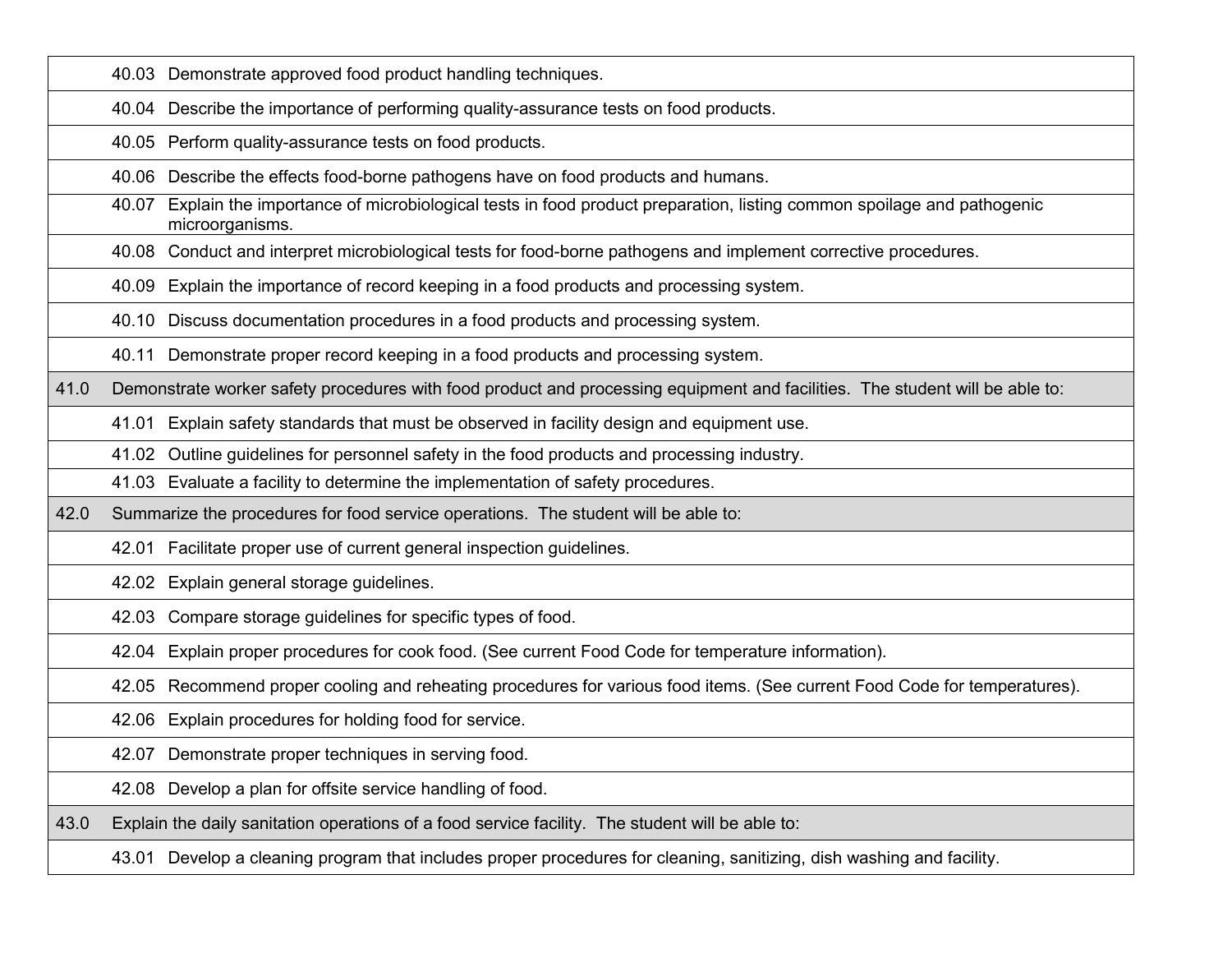| | |
|---|---|
| | 40.03 Demonstrate approved food product handling techniques. |
| | 40.04 Describe the importance of performing quality-assurance tests on food products. |
| | 40.05 Perform quality-assurance tests on food products. |
| | 40.06 Describe the effects food-borne pathogens have on food products and humans. |
| | 40.07 Explain the importance of microbiological tests in food product preparation, listing common spoilage and pathogenic microorganisms. |
| | 40.08 Conduct and interpret microbiological tests for food-borne pathogens and implement corrective procedures. |
| | 40.09 Explain the importance of record keeping in a food products and processing system. |
| | 40.10 Discuss documentation procedures in a food products and processing system. |
| | 40.11 Demonstrate proper record keeping in a food products and processing system. |
| 41.0 | Demonstrate worker safety procedures with food product and processing equipment and facilities. The student will be able to: |
| | 41.01 Explain safety standards that must be observed in facility design and equipment use. |
| | 41.02 Outline guidelines for personnel safety in the food products and processing industry. |
| | 41.03 Evaluate a facility to determine the implementation of safety procedures. |
| 42.0 | Summarize the procedures for food service operations. The student will be able to: |
| | 42.01 Facilitate proper use of current general inspection guidelines. |
| | 42.02 Explain general storage guidelines. |
| | 42.03 Compare storage guidelines for specific types of food. |
| | 42.04 Explain proper procedures for cook food. (See current Food Code for temperature information). |
| | 42.05 Recommend proper cooling and reheating procedures for various food items. (See current Food Code for temperatures). |
| | 42.06 Explain procedures for holding food for service. |
| | 42.07 Demonstrate proper techniques in serving food. |
| | 42.08 Develop a plan for offsite service handling of food. |
| 43.0 | Explain the daily sanitation operations of a food service facility. The student will be able to: |
| | 43.01 Develop a cleaning program that includes proper procedures for cleaning, sanitizing, dish washing and facility. |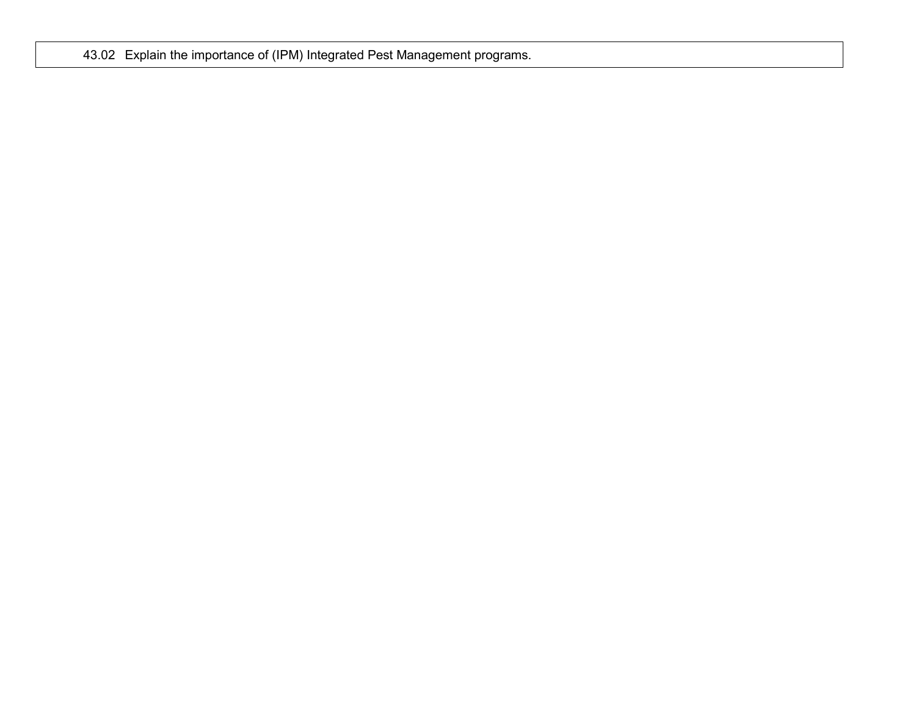| 43.02 Explain the importance of (IPM) Integrated Pest Management programs. |
|---|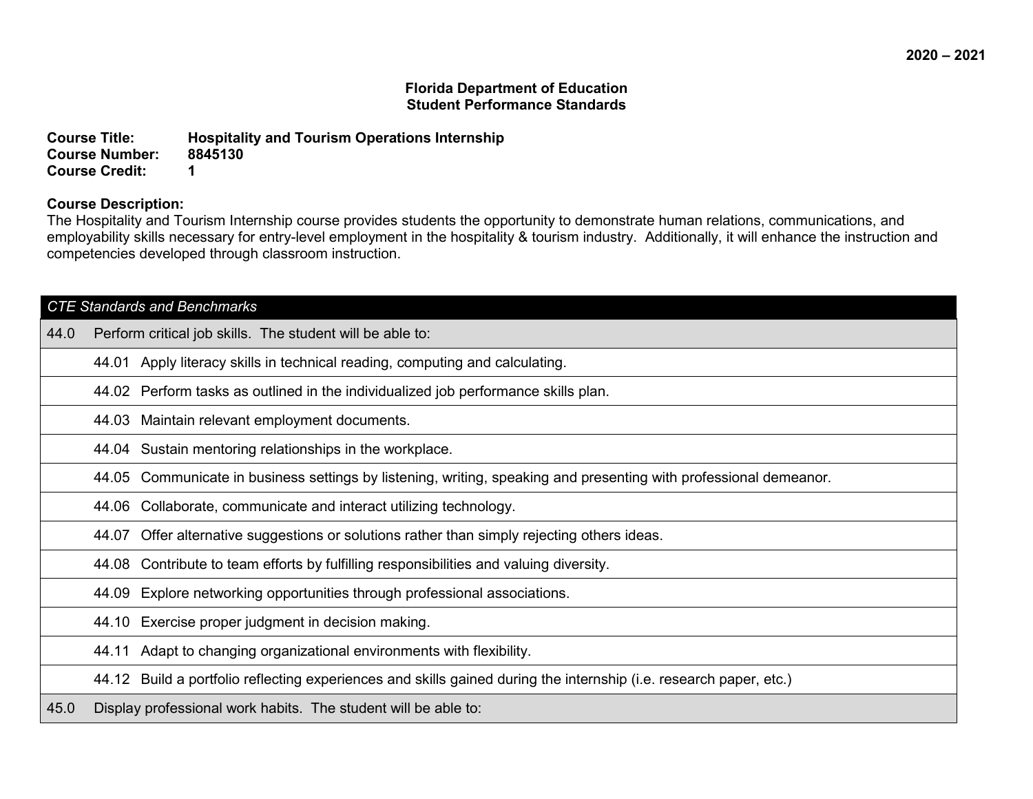**Florida Department of Education**
**Student Performance Standards**

**Course Title:** **Hospitality and Tourism Operations Internship**
**Course Number:** **8845130**
**Course Credit:** **1**

**Course Description:**
The Hospitality and Tourism Internship course provides students the opportunity to demonstrate human relations, communications, and employability skills necessary for entry-level employment in the hospitality & tourism industry. Additionally, it will enhance the instruction and competencies developed through classroom instruction.

| *CTE Standards and Benchmarks* |
|---|
| 44.0 Perform critical job skills. The student will be able to: |
| 44.01 Apply literacy skills in technical reading, computing and calculating. |
| 44.02 Perform tasks as outlined in the individualized job performance skills plan. |
| 44.03 Maintain relevant employment documents. |
| 44.04 Sustain mentoring relationships in the workplace. |
| 44.05 Communicate in business settings by listening, writing, speaking and presenting with professional demeanor. |
| 44.06 Collaborate, communicate and interact utilizing technology. |
| 44.07 Offer alternative suggestions or solutions rather than simply rejecting others ideas. |
| 44.08 Contribute to team efforts by fulfilling responsibilities and valuing diversity. |
| 44.09 Explore networking opportunities through professional associations. |
| 44.10 Exercise proper judgment in decision making. |
| 44.11 Adapt to changing organizational environments with flexibility. |
| 44.12 Build a portfolio reflecting experiences and skills gained during the internship (i.e. research paper, etc.) |
| 45.0 Display professional work habits. The student will be able to: |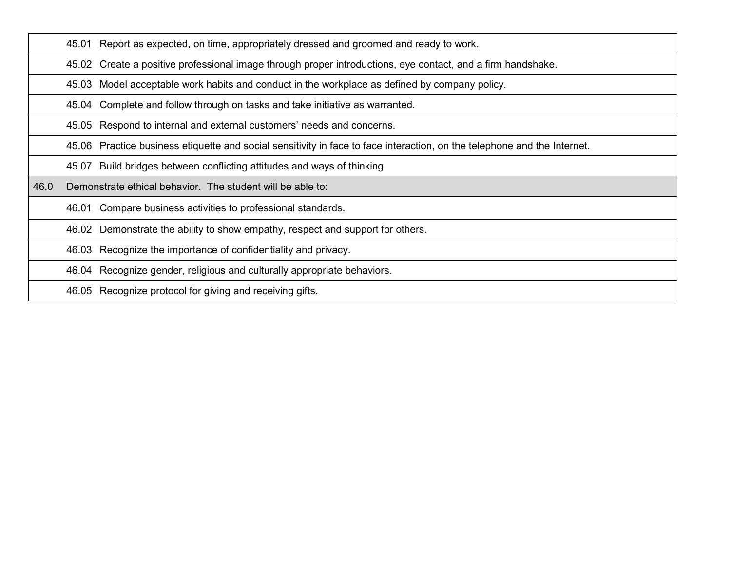| | |
|---|---|
| | 45.01 Report as expected, on time, appropriately dressed and groomed and ready to work. |
| | 45.02 Create a positive professional image through proper introductions, eye contact, and a firm handshake. |
| | 45.03 Model acceptable work habits and conduct in the workplace as defined by company policy. |
| | 45.04 Complete and follow through on tasks and take initiative as warranted. |
| | 45.05 Respond to internal and external customers' needs and concerns. |
| | 45.06 Practice business etiquette and social sensitivity in face to face interaction, on the telephone and the Internet. |
| | 45.07 Build bridges between conflicting attitudes and ways of thinking. |
| 46.0 | Demonstrate ethical behavior. The student will be able to: |
| | 46.01 Compare business activities to professional standards. |
| | 46.02 Demonstrate the ability to show empathy, respect and support for others. |
| | 46.03 Recognize the importance of confidentiality and privacy. |
| | 46.04 Recognize gender, religious and culturally appropriate behaviors. |
| | 46.05 Recognize protocol for giving and receiving gifts. |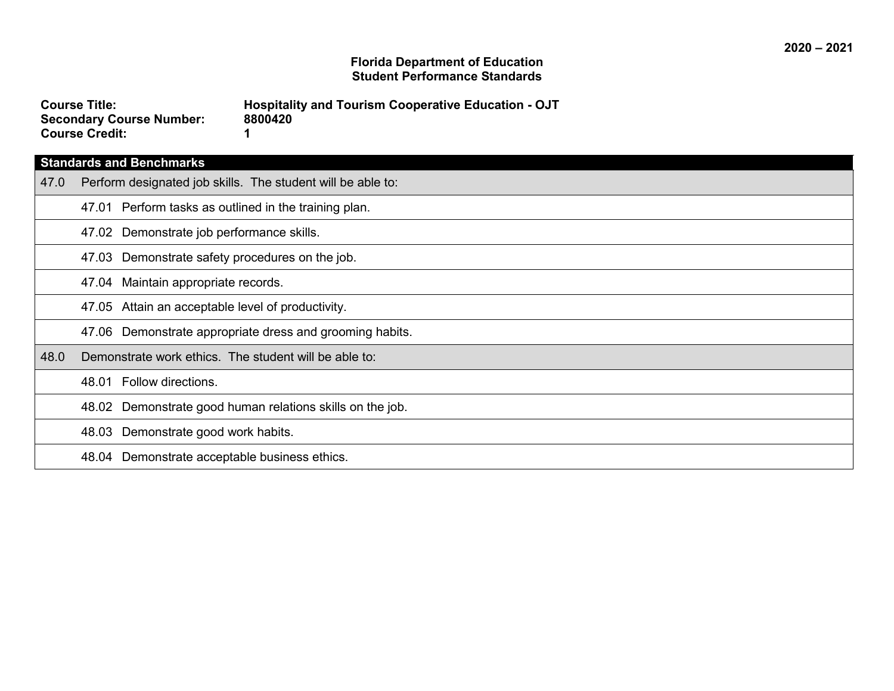2020 – 2021

**Florida Department of Education**
**Student Performance Standards**

**Course Title:** **Hospitality and Tourism Cooperative Education - OJT**
**Secondary Course Number:** **8800420**
**Course Credit:** **1**

| Standards and Benchmarks |
|---|
| 47.0 Perform designated job skills. The student will be able to: |
| 47.01 Perform tasks as outlined in the training plan. |
| 47.02 Demonstrate job performance skills. |
| 47.03 Demonstrate safety procedures on the job. |
| 47.04 Maintain appropriate records. |
| 47.05 Attain an acceptable level of productivity. |
| 47.06 Demonstrate appropriate dress and grooming habits. |
| 48.0 Demonstrate work ethics. The student will be able to: |
| 48.01 Follow directions. |
| 48.02 Demonstrate good human relations skills on the job. |
| 48.03 Demonstrate good work habits. |
| 48.04 Demonstrate acceptable business ethics. |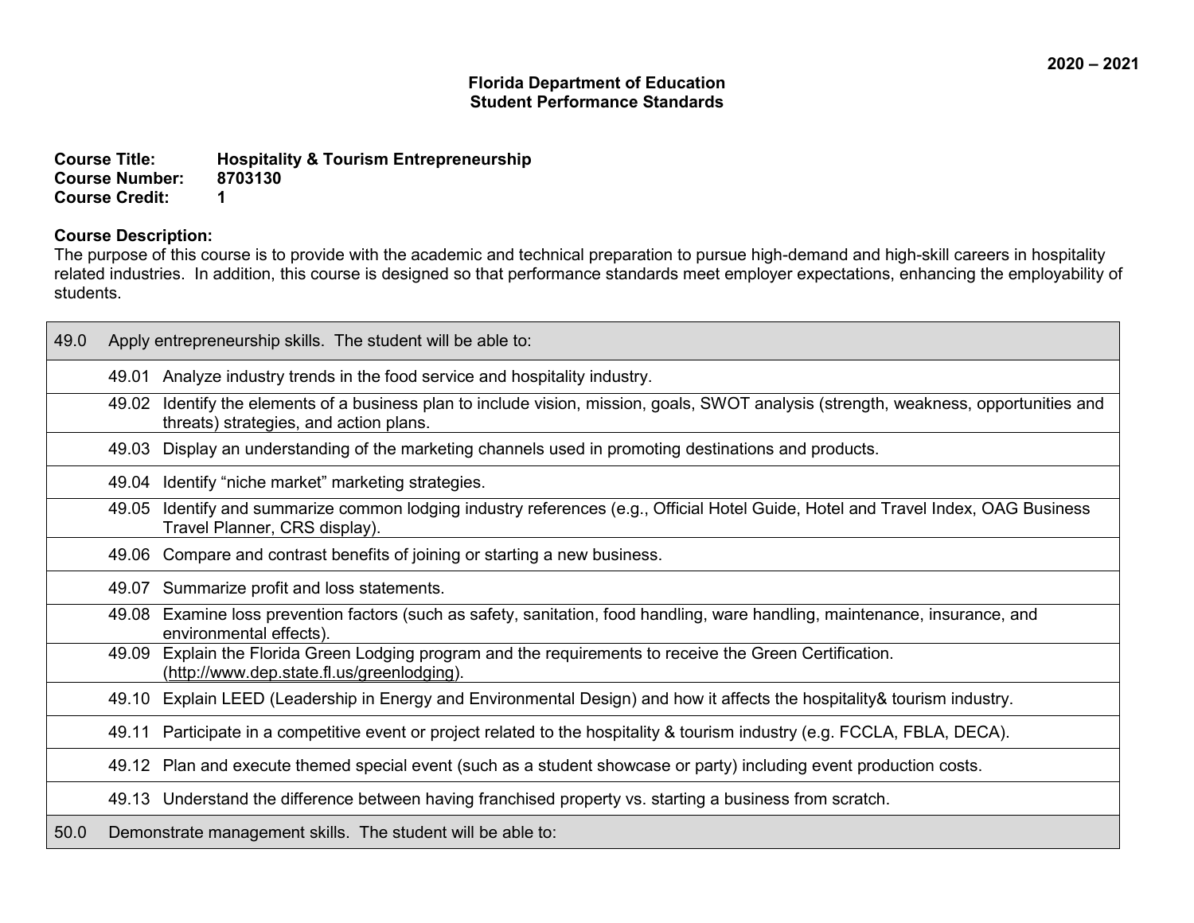2020 – 2021

**Florida Department of Education**
**Student Performance Standards**

**Course Title:** Hospitality & Tourism Entrepreneurship
**Course Number:** 8703130
**Course Credit:** 1

**Course Description:**
The purpose of this course is to provide with the academic and technical preparation to pursue high-demand and high-skill careers in hospitality related industries. In addition, this course is designed so that performance standards meet employer expectations, enhancing the employability of students.

| | |
|---|---|
| 49.0 | Apply entrepreneurship skills. The student will be able to: |
| 49.01 | Analyze industry trends in the food service and hospitality industry. |
| 49.02 | Identify the elements of a business plan to include vision, mission, goals, SWOT analysis (strength, weakness, opportunities and threats) strategies, and action plans. |
| 49.03 | Display an understanding of the marketing channels used in promoting destinations and products. |
| 49.04 | Identify “niche market” marketing strategies. |
| 49.05 | Identify and summarize common lodging industry references (e.g., Official Hotel Guide, Hotel and Travel Index, OAG Business Travel Planner, CRS display). |
| 49.06 | Compare and contrast benefits of joining or starting a new business. |
| 49.07 | Summarize profit and loss statements. |
| 49.08 | Examine loss prevention factors (such as safety, sanitation, food handling, ware handling, maintenance, insurance, and environmental effects). |
| 49.09 | Explain the Florida Green Lodging program and the requirements to receive the Green Certification. (http://www.dep.state.fl.us/greenlodging). |
| 49.10 | Explain LEED (Leadership in Energy and Environmental Design) and how it affects the hospitality& tourism industry. |
| 49.11 | Participate in a competitive event or project related to the hospitality & tourism industry (e.g. FCCLA, FBLA, DECA). |
| 49.12 | Plan and execute themed special event (such as a student showcase or party) including event production costs. |
| 49.13 | Understand the difference between having franchised property vs. starting a business from scratch. |
| 50.0 | Demonstrate management skills. The student will be able to: |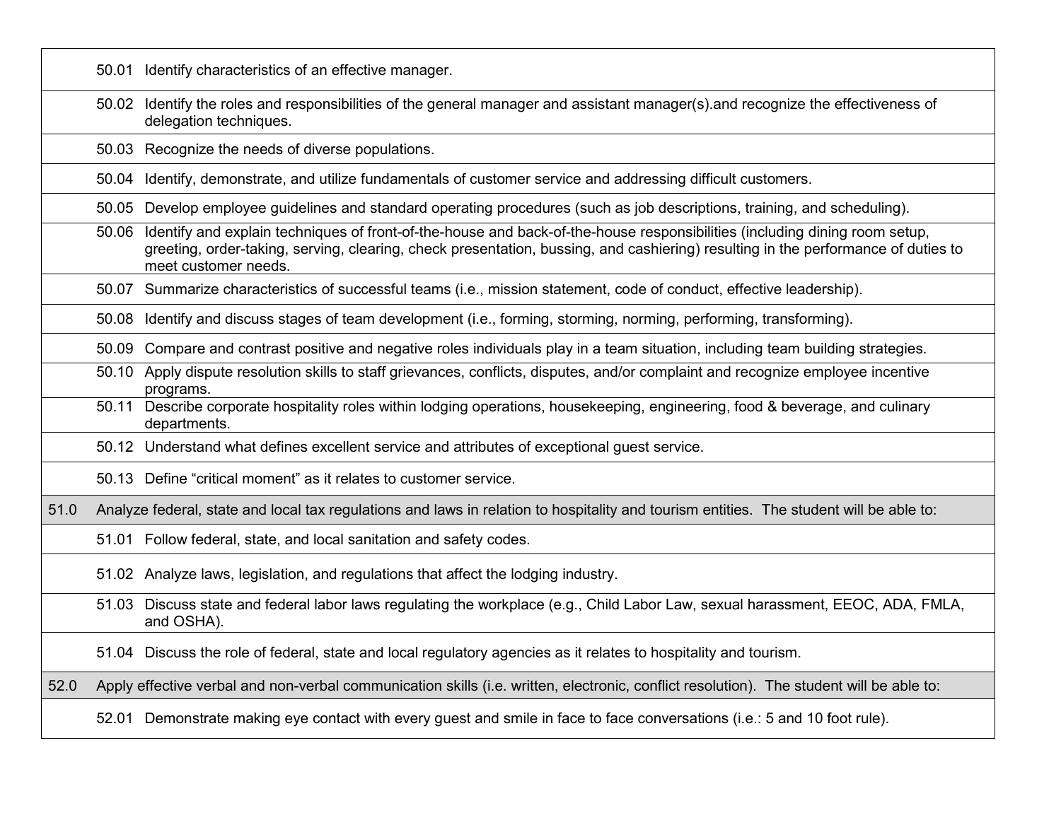| | |
|---|---|
| | 50.01 Identify characteristics of an effective manager. |
| | 50.02 Identify the roles and responsibilities of the general manager and assistant manager(s).and recognize the effectiveness of delegation techniques. |
| | 50.03 Recognize the needs of diverse populations. |
| | 50.04 Identify, demonstrate, and utilize fundamentals of customer service and addressing difficult customers. |
| | 50.05 Develop employee guidelines and standard operating procedures (such as job descriptions, training, and scheduling). |
| | 50.06 Identify and explain techniques of front-of-the-house and back-of-the-house responsibilities (including dining room setup, greeting, order-taking, serving, clearing, check presentation, bussing, and cashiering) resulting in the performance of duties to meet customer needs. |
| | 50.07 Summarize characteristics of successful teams (i.e., mission statement, code of conduct, effective leadership). |
| | 50.08 Identify and discuss stages of team development (i.e., forming, storming, norming, performing, transforming). |
| | 50.09 Compare and contrast positive and negative roles individuals play in a team situation, including team building strategies. |
| | 50.10 Apply dispute resolution skills to staff grievances, conflicts, disputes, and/or complaint and recognize employee incentive programs. |
| | 50.11 Describe corporate hospitality roles within lodging operations, housekeeping, engineering, food & beverage, and culinary departments. |
| | 50.12 Understand what defines excellent service and attributes of exceptional guest service. |
| | 50.13 Define "critical moment" as it relates to customer service. |
| 51.0 | Analyze federal, state and local tax regulations and laws in relation to hospitality and tourism entities. The student will be able to: |
| | 51.01 Follow federal, state, and local sanitation and safety codes. |
| | 51.02 Analyze laws, legislation, and regulations that affect the lodging industry. |
| | 51.03 Discuss state and federal labor laws regulating the workplace (e.g., Child Labor Law, sexual harassment, EEOC, ADA, FMLA, and OSHA). |
| | 51.04 Discuss the role of federal, state and local regulatory agencies as it relates to hospitality and tourism. |
| 52.0 | Apply effective verbal and non-verbal communication skills (i.e. written, electronic, conflict resolution). The student will be able to: |
| | 52.01 Demonstrate making eye contact with every guest and smile in face to face conversations (i.e.: 5 and 10 foot rule). |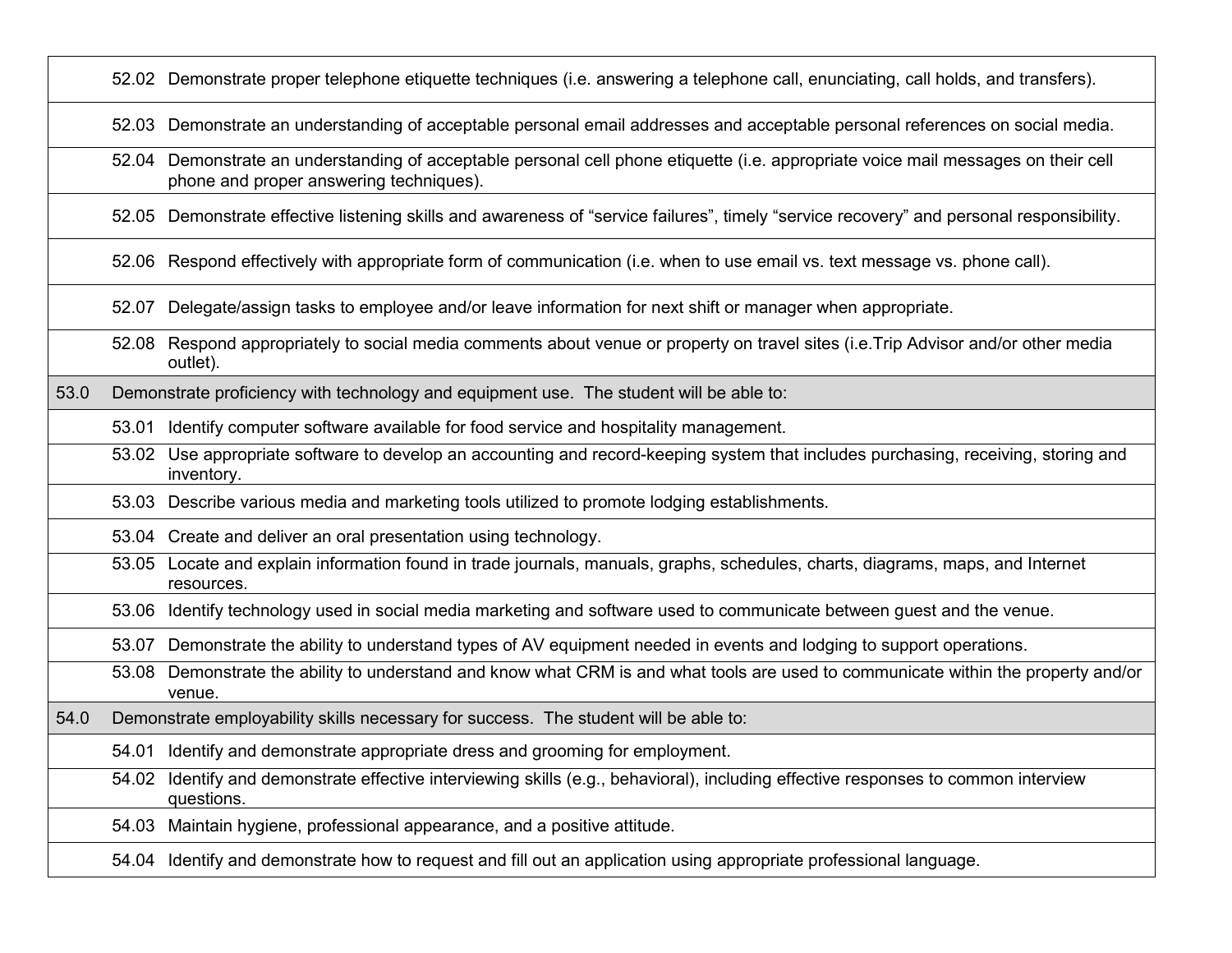| | |
|---|---|
| | 52.02 Demonstrate proper telephone etiquette techniques (i.e. answering a telephone call, enunciating, call holds, and transfers). |
| | 52.03 Demonstrate an understanding of acceptable personal email addresses and acceptable personal references on social media. |
| | 52.04 Demonstrate an understanding of acceptable personal cell phone etiquette (i.e. appropriate voice mail messages on their cell phone and proper answering techniques). |
| | 52.05 Demonstrate effective listening skills and awareness of “service failures”, timely “service recovery” and personal responsibility. |
| | 52.06 Respond effectively with appropriate form of communication (i.e. when to use email vs. text message vs. phone call). |
| | 52.07 Delegate/assign tasks to employee and/or leave information for next shift or manager when appropriate. |
| | 52.08 Respond appropriately to social media comments about venue or property on travel sites (i.e.Trip Advisor and/or other media outlet). |
| 53.0 | Demonstrate proficiency with technology and equipment use. The student will be able to: |
| | 53.01 Identify computer software available for food service and hospitality management. |
| | 53.02 Use appropriate software to develop an accounting and record-keeping system that includes purchasing, receiving, storing and inventory. |
| | 53.03 Describe various media and marketing tools utilized to promote lodging establishments. |
| | 53.04 Create and deliver an oral presentation using technology. |
| | 53.05 Locate and explain information found in trade journals, manuals, graphs, schedules, charts, diagrams, maps, and Internet resources. |
| | 53.06 Identify technology used in social media marketing and software used to communicate between guest and the venue. |
| | 53.07 Demonstrate the ability to understand types of AV equipment needed in events and lodging to support operations. |
| | 53.08 Demonstrate the ability to understand and know what CRM is and what tools are used to communicate within the property and/or venue. |
| 54.0 | Demonstrate employability skills necessary for success. The student will be able to: |
| | 54.01 Identify and demonstrate appropriate dress and grooming for employment. |
| | 54.02 Identify and demonstrate effective interviewing skills (e.g., behavioral), including effective responses to common interview questions. |
| | 54.03 Maintain hygiene, professional appearance, and a positive attitude. |
| | 54.04 Identify and demonstrate how to request and fill out an application using appropriate professional language. |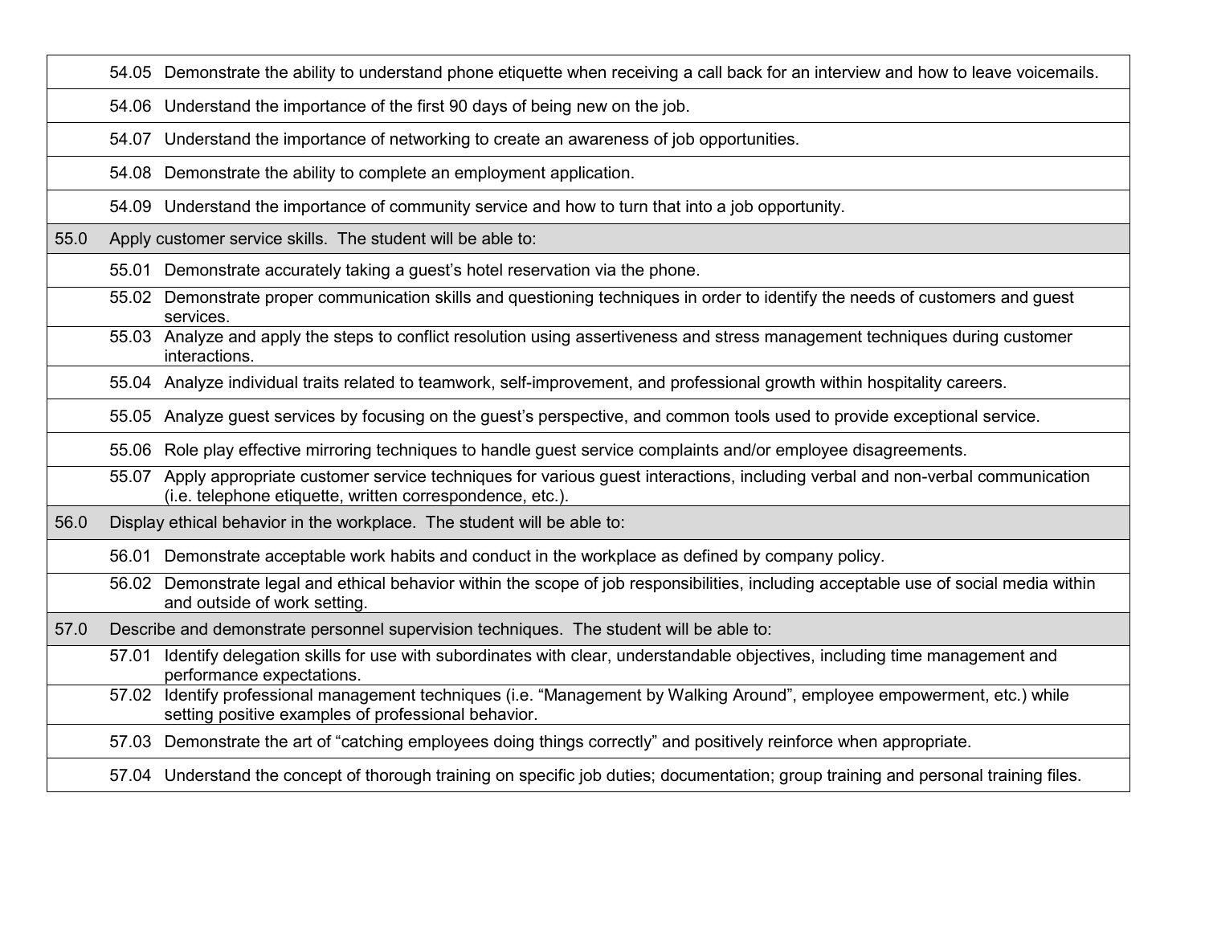| | |
|---|---|
| | 54.05 Demonstrate the ability to understand phone etiquette when receiving a call back for an interview and how to leave voicemails. |
| | 54.06 Understand the importance of the first 90 days of being new on the job. |
| | 54.07 Understand the importance of networking to create an awareness of job opportunities. |
| | 54.08 Demonstrate the ability to complete an employment application. |
| | 54.09 Understand the importance of community service and how to turn that into a job opportunity. |
| 55.0 | Apply customer service skills. The student will be able to: |
| | 55.01 Demonstrate accurately taking a guest's hotel reservation via the phone. |
| | 55.02 Demonstrate proper communication skills and questioning techniques in order to identify the needs of customers and guest services. |
| | 55.03 Analyze and apply the steps to conflict resolution using assertiveness and stress management techniques during customer interactions. |
| | 55.04 Analyze individual traits related to teamwork, self-improvement, and professional growth within hospitality careers. |
| | 55.05 Analyze guest services by focusing on the guest's perspective, and common tools used to provide exceptional service. |
| | 55.06 Role play effective mirroring techniques to handle guest service complaints and/or employee disagreements. |
| | 55.07 Apply appropriate customer service techniques for various guest interactions, including verbal and non-verbal communication (i.e. telephone etiquette, written correspondence, etc.). |
| 56.0 | Display ethical behavior in the workplace. The student will be able to: |
| | 56.01 Demonstrate acceptable work habits and conduct in the workplace as defined by company policy. |
| | 56.02 Demonstrate legal and ethical behavior within the scope of job responsibilities, including acceptable use of social media within and outside of work setting. |
| 57.0 | Describe and demonstrate personnel supervision techniques. The student will be able to: |
| | 57.01 Identify delegation skills for use with subordinates with clear, understandable objectives, including time management and performance expectations. |
| | 57.02 Identify professional management techniques (i.e. "Management by Walking Around", employee empowerment, etc.) while setting positive examples of professional behavior. |
| | 57.03 Demonstrate the art of "catching employees doing things correctly" and positively reinforce when appropriate. |
| | 57.04 Understand the concept of thorough training on specific job duties; documentation; group training and personal training files. |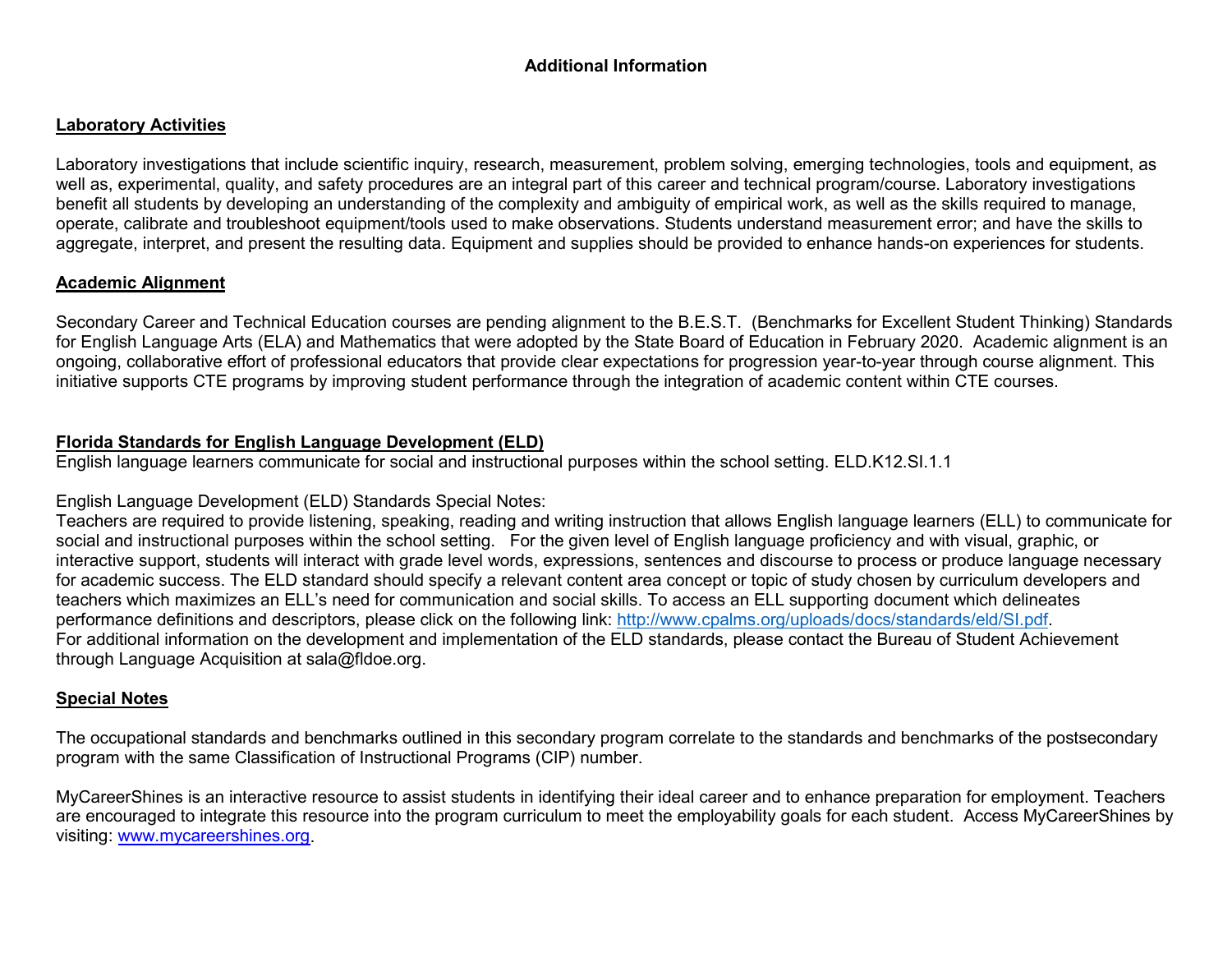# Additional Information

## Laboratory Activities

Laboratory investigations that include scientific inquiry, research, measurement, problem solving, emerging technologies, tools and equipment, as well as, experimental, quality, and safety procedures are an integral part of this career and technical program/course. Laboratory investigations benefit all students by developing an understanding of the complexity and ambiguity of empirical work, as well as the skills required to manage, operate, calibrate and troubleshoot equipment/tools used to make observations. Students understand measurement error; and have the skills to aggregate, interpret, and present the resulting data. Equipment and supplies should be provided to enhance hands-on experiences for students.

## Academic Alignment

Secondary Career and Technical Education courses are pending alignment to the B.E.S.T. (Benchmarks for Excellent Student Thinking) Standards for English Language Arts (ELA) and Mathematics that were adopted by the State Board of Education in February 2020. Academic alignment is an ongoing, collaborative effort of professional educators that provide clear expectations for progression year-to-year through course alignment. This initiative supports CTE programs by improving student performance through the integration of academic content within CTE courses.

## Florida Standards for English Language Development (ELD)

English language learners communicate for social and instructional purposes within the school setting. ELD.K12.SI.1.1

English Language Development (ELD) Standards Special Notes:
Teachers are required to provide listening, speaking, reading and writing instruction that allows English language learners (ELL) to communicate for social and instructional purposes within the school setting. For the given level of English language proficiency and with visual, graphic, or interactive support, students will interact with grade level words, expressions, sentences and discourse to process or produce language necessary for academic success. The ELD standard should specify a relevant content area concept or topic of study chosen by curriculum developers and teachers which maximizes an ELL's need for communication and social skills. To access an ELL supporting document which delineates performance definitions and descriptors, please click on the following link: http://www.cpalms.org/uploads/docs/standards/eld/SI.pdf.
For additional information on the development and implementation of the ELD standards, please contact the Bureau of Student Achievement through Language Acquisition at sala@fldoe.org.

## Special Notes

The occupational standards and benchmarks outlined in this secondary program correlate to the standards and benchmarks of the postsecondary program with the same Classification of Instructional Programs (CIP) number.

MyCareerShines is an interactive resource to assist students in identifying their ideal career and to enhance preparation for employment. Teachers are encouraged to integrate this resource into the program curriculum to meet the employability goals for each student. Access MyCareerShines by visiting: www.mycareershines.org.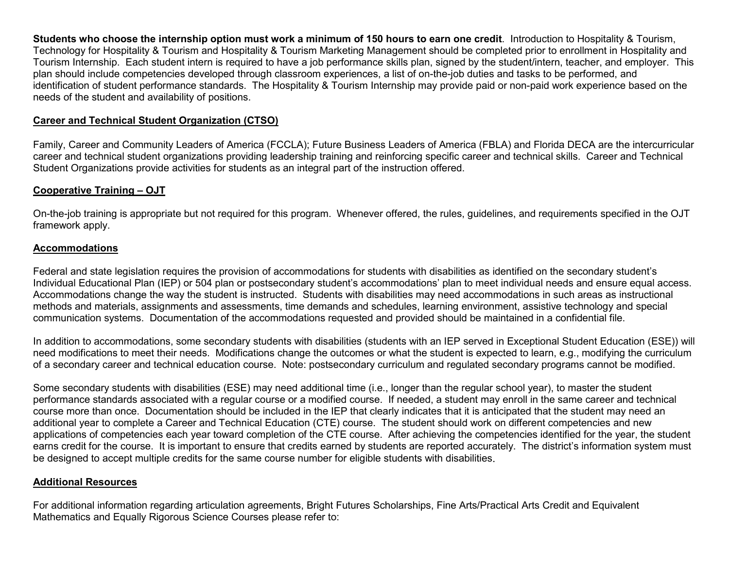**Students who choose the internship option must work a minimum of 150 hours to earn one credit**. Introduction to Hospitality & Tourism, Technology for Hospitality & Tourism and Hospitality & Tourism Marketing Management should be completed prior to enrollment in Hospitality and Tourism Internship. Each student intern is required to have a job performance skills plan, signed by the student/intern, teacher, and employer. This plan should include competencies developed through classroom experiences, a list of on-the-job duties and tasks to be performed, and identification of student performance standards. The Hospitality & Tourism Internship may provide paid or non-paid work experience based on the needs of the student and availability of positions.

## Career and Technical Student Organization (CTSO)

Family, Career and Community Leaders of America (FCCLA); Future Business Leaders of America (FBLA) and Florida DECA are the intercurricular career and technical student organizations providing leadership training and reinforcing specific career and technical skills. Career and Technical Student Organizations provide activities for students as an integral part of the instruction offered.

## Cooperative Training – OJT

On-the-job training is appropriate but not required for this program. Whenever offered, the rules, guidelines, and requirements specified in the OJT framework apply.

## Accommodations

Federal and state legislation requires the provision of accommodations for students with disabilities as identified on the secondary student's Individual Educational Plan (IEP) or 504 plan or postsecondary student's accommodations' plan to meet individual needs and ensure equal access. Accommodations change the way the student is instructed. Students with disabilities may need accommodations in such areas as instructional methods and materials, assignments and assessments, time demands and schedules, learning environment, assistive technology and special communication systems. Documentation of the accommodations requested and provided should be maintained in a confidential file.

In addition to accommodations, some secondary students with disabilities (students with an IEP served in Exceptional Student Education (ESE)) will need modifications to meet their needs. Modifications change the outcomes or what the student is expected to learn, e.g., modifying the curriculum of a secondary career and technical education course. Note: postsecondary curriculum and regulated secondary programs cannot be modified.

Some secondary students with disabilities (ESE) may need additional time (i.e., longer than the regular school year), to master the student performance standards associated with a regular course or a modified course. If needed, a student may enroll in the same career and technical course more than once. Documentation should be included in the IEP that clearly indicates that it is anticipated that the student may need an additional year to complete a Career and Technical Education (CTE) course. The student should work on different competencies and new applications of competencies each year toward completion of the CTE course. After achieving the competencies identified for the year, the student earns credit for the course. It is important to ensure that credits earned by students are reported accurately. The district's information system must be designed to accept multiple credits for the same course number for eligible students with disabilities.

## Additional Resources

For additional information regarding articulation agreements, Bright Futures Scholarships, Fine Arts/Practical Arts Credit and Equivalent Mathematics and Equally Rigorous Science Courses please refer to: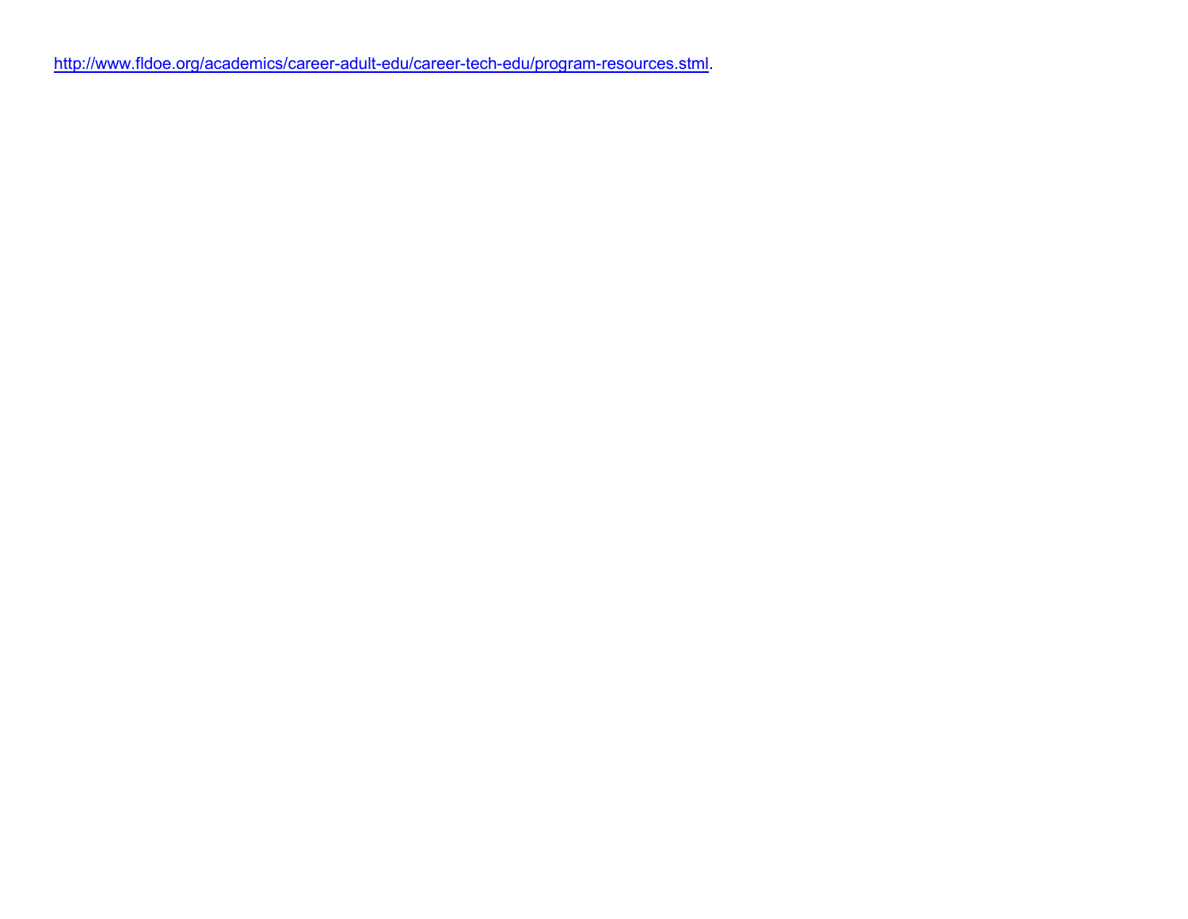http://www.fldoe.org/academics/career-adult-edu/career-tech-edu/program-resources.stml.